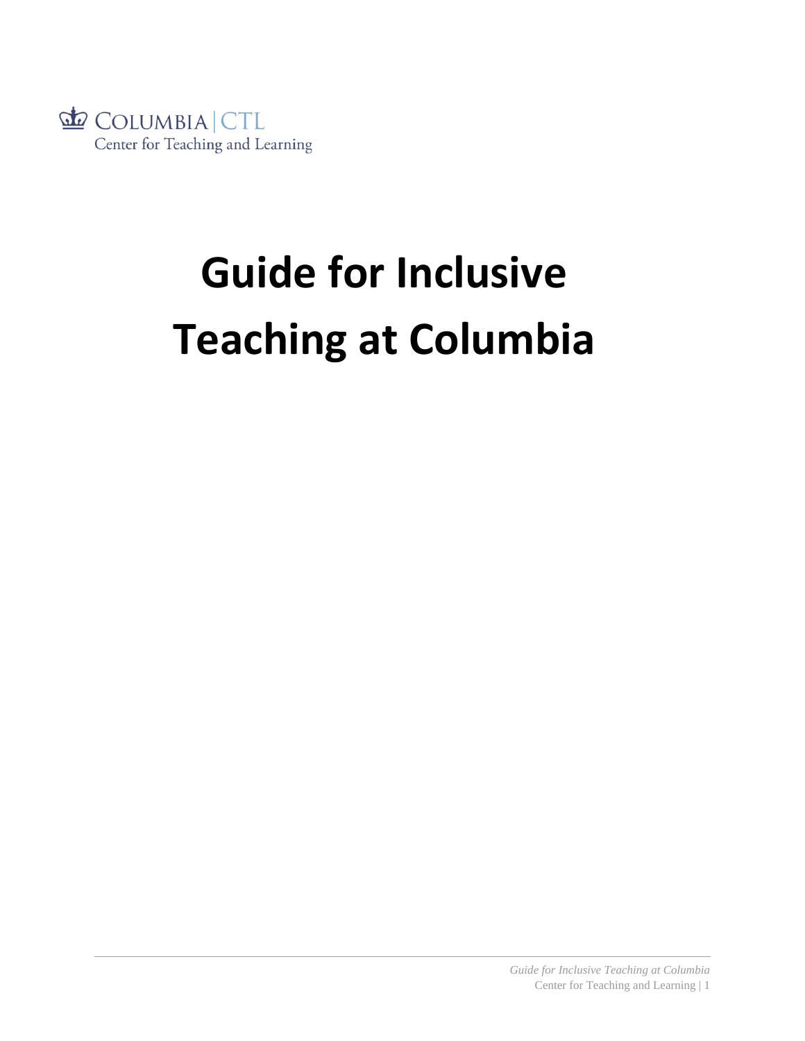COLUMBIA | CTL
Center for Teaching and Learning

# Guide for Inclusive Teaching at Columbia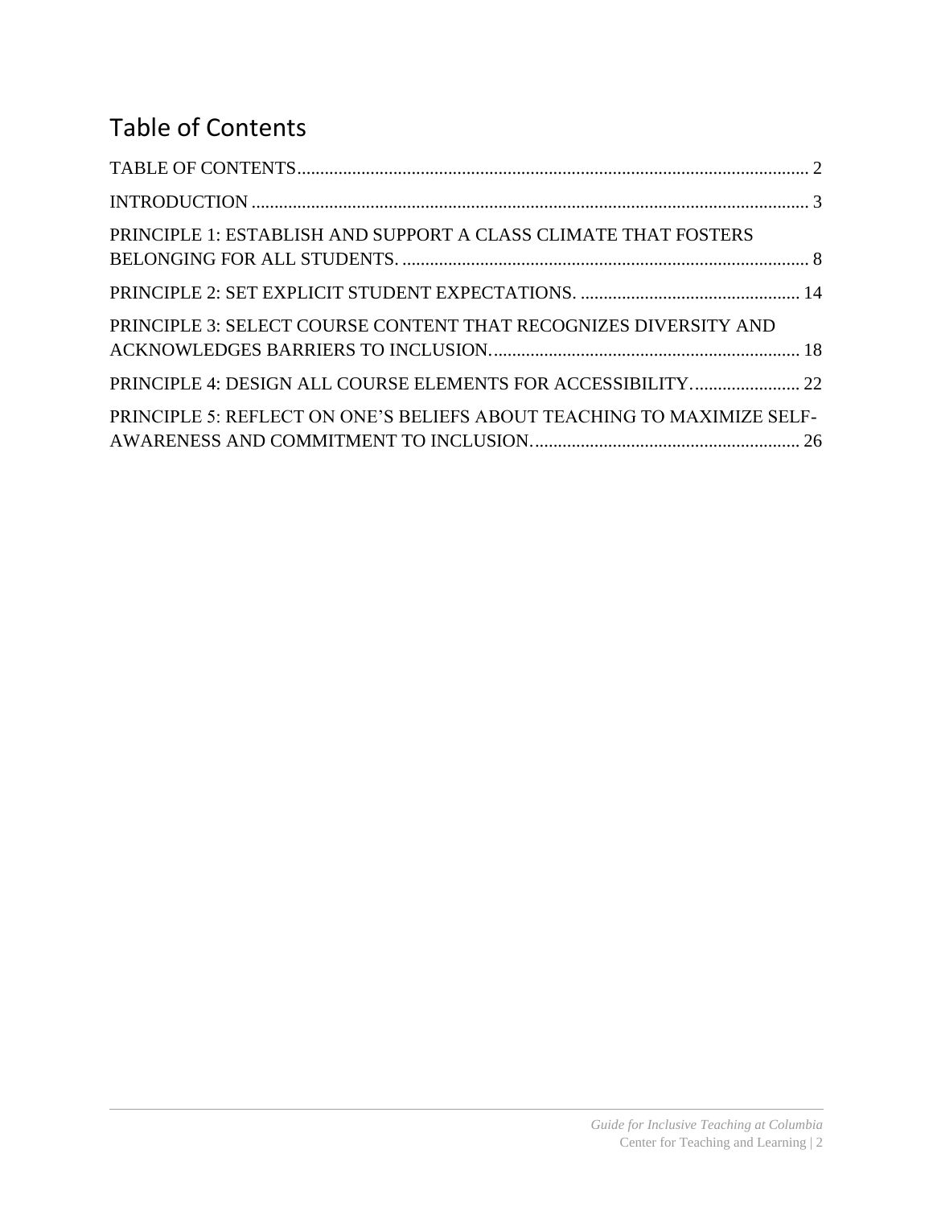# Table of Contents

TABLE OF CONTENTS ........................................................................................................ 2

INTRODUCTION ................................................................................................................. 3

PRINCIPLE 1: ESTABLISH AND SUPPORT A CLASS CLIMATE THAT FOSTERS BELONGING FOR ALL STUDENTS. ........................................................................................ 8

PRINCIPLE 2: SET EXPLICIT STUDENT EXPECTATIONS. ................................................ 14

PRINCIPLE 3: SELECT COURSE CONTENT THAT RECOGNIZES DIVERSITY AND ACKNOWLEDGES BARRIERS TO INCLUSION. .................................................................. 18

PRINCIPLE 4: DESIGN ALL COURSE ELEMENTS FOR ACCESSIBILITY. ........................ 22

PRINCIPLE 5: REFLECT ON ONE'S BELIEFS ABOUT TEACHING TO MAXIMIZE SELF-AWARENESS AND COMMITMENT TO INCLUSION. .......................................................... 26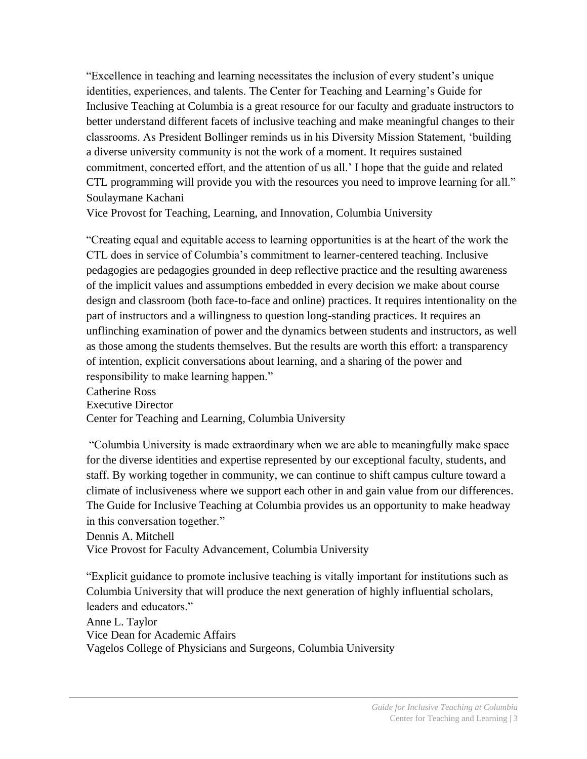"Excellence in teaching and learning necessitates the inclusion of every student's unique identities, experiences, and talents. The Center for Teaching and Learning's Guide for Inclusive Teaching at Columbia is a great resource for our faculty and graduate instructors to better understand different facets of inclusive teaching and make meaningful changes to their classrooms. As President Bollinger reminds us in his Diversity Mission Statement, 'building a diverse university community is not the work of a moment. It requires sustained commitment, concerted effort, and the attention of us all.' I hope that the guide and related CTL programming will provide you with the resources you need to improve learning for all."
Soulaymane Kachani
Vice Provost for Teaching, Learning, and Innovation, Columbia University

"Creating equal and equitable access to learning opportunities is at the heart of the work the CTL does in service of Columbia's commitment to learner-centered teaching. Inclusive pedagogies are pedagogies grounded in deep reflective practice and the resulting awareness of the implicit values and assumptions embedded in every decision we make about course design and classroom (both face-to-face and online) practices. It requires intentionality on the part of instructors and a willingness to question long-standing practices. It requires an unflinching examination of power and the dynamics between students and instructors, as well as those among the students themselves. But the results are worth this effort: a transparency of intention, explicit conversations about learning, and a sharing of the power and responsibility to make learning happen."
Catherine Ross
Executive Director
Center for Teaching and Learning, Columbia University

"Columbia University is made extraordinary when we are able to meaningfully make space for the diverse identities and expertise represented by our exceptional faculty, students, and staff. By working together in community, we can continue to shift campus culture toward a climate of inclusiveness where we support each other in and gain value from our differences. The Guide for Inclusive Teaching at Columbia provides us an opportunity to make headway in this conversation together."
Dennis A. Mitchell
Vice Provost for Faculty Advancement, Columbia University

"Explicit guidance to promote inclusive teaching is vitally important for institutions such as Columbia University that will produce the next generation of highly influential scholars, leaders and educators."
Anne L. Taylor
Vice Dean for Academic Affairs
Vagelos College of Physicians and Surgeons, Columbia University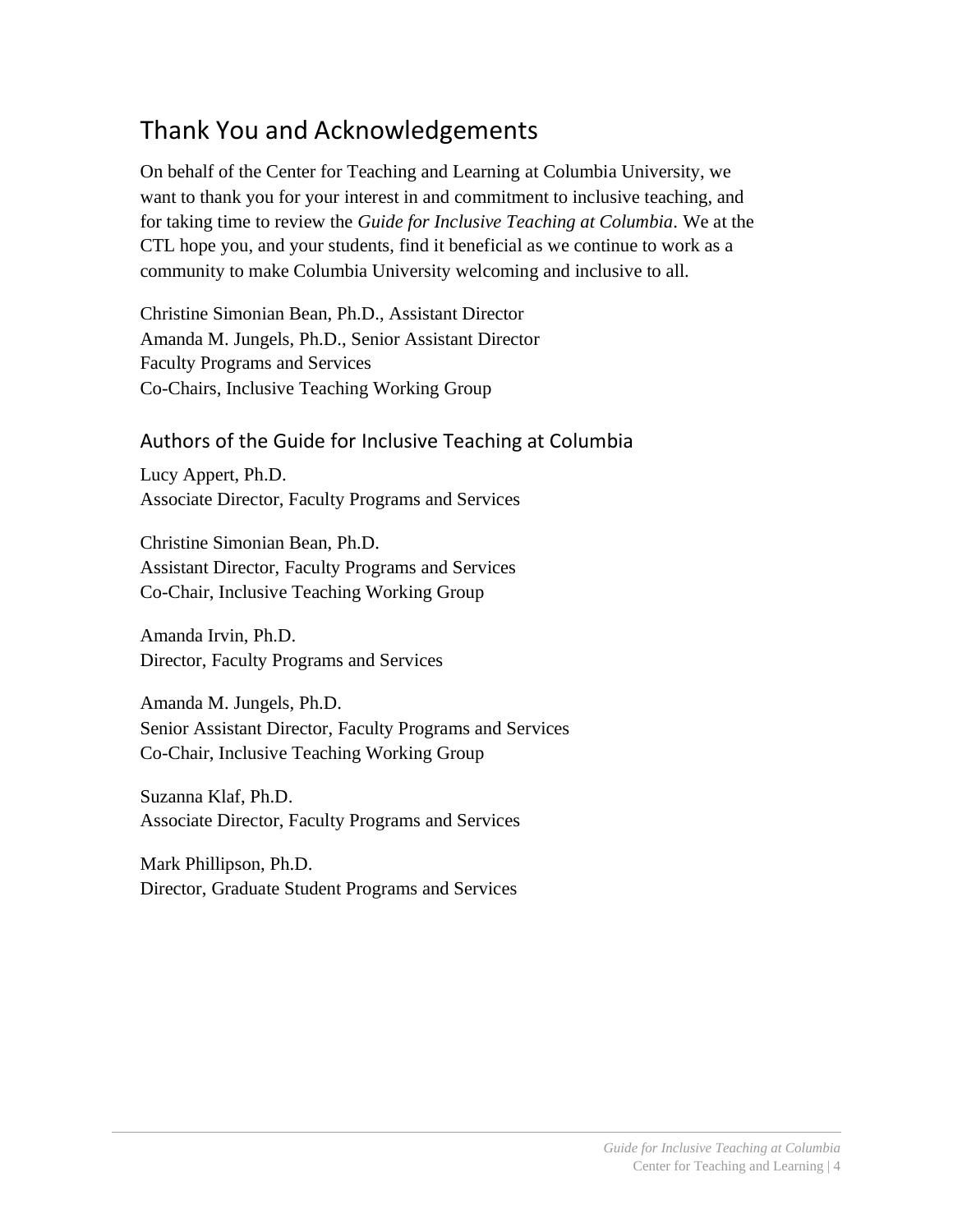# Thank You and Acknowledgements

On behalf of the Center for Teaching and Learning at Columbia University, we want to thank you for your interest in and commitment to inclusive teaching, and for taking time to review the *Guide for Inclusive Teaching at Columbia*. We at the CTL hope you, and your students, find it beneficial as we continue to work as a community to make Columbia University welcoming and inclusive to all.

Christine Simonian Bean, Ph.D., Assistant Director
Amanda M. Jungels, Ph.D., Senior Assistant Director
Faculty Programs and Services
Co-Chairs, Inclusive Teaching Working Group

## Authors of the Guide for Inclusive Teaching at Columbia

Lucy Appert, Ph.D.
Associate Director, Faculty Programs and Services

Christine Simonian Bean, Ph.D.
Assistant Director, Faculty Programs and Services
Co-Chair, Inclusive Teaching Working Group

Amanda Irvin, Ph.D.
Director, Faculty Programs and Services

Amanda M. Jungels, Ph.D.
Senior Assistant Director, Faculty Programs and Services
Co-Chair, Inclusive Teaching Working Group

Suzanna Klaf, Ph.D.
Associate Director, Faculty Programs and Services

Mark Phillipson, Ph.D.
Director, Graduate Student Programs and Services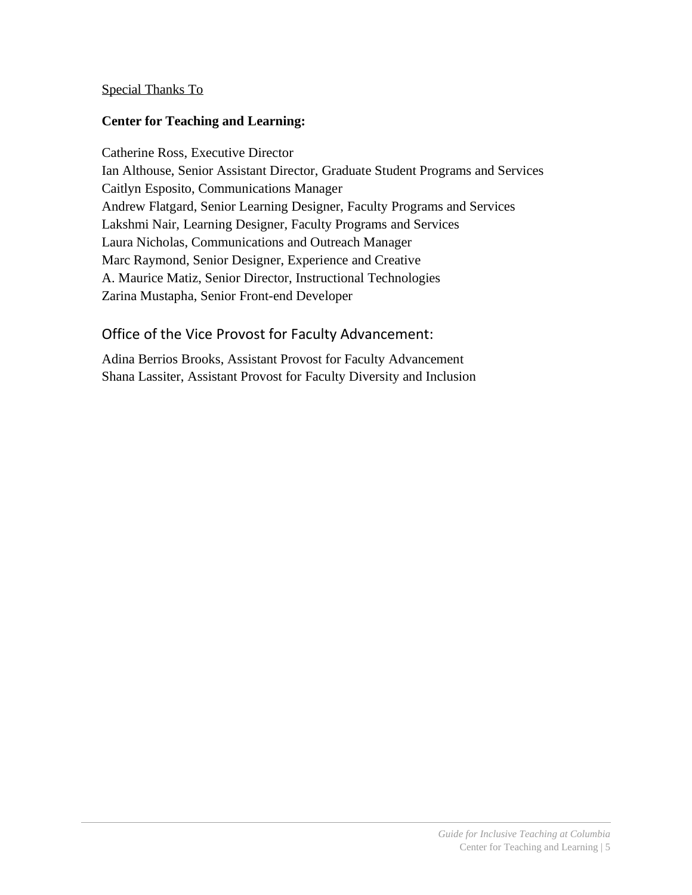<u>Special Thanks To</u>

**Center for Teaching and Learning:**

Catherine Ross, Executive Director  
Ian Althouse, Senior Assistant Director, Graduate Student Programs and Services  
Caitlyn Esposito, Communications Manager  
Andrew Flatgard, Senior Learning Designer, Faculty Programs and Services  
Lakshmi Nair, Learning Designer, Faculty Programs and Services  
Laura Nicholas, Communications and Outreach Manager  
Marc Raymond, Senior Designer, Experience and Creative  
A. Maurice Matiz, Senior Director, Instructional Technologies  
Zarina Mustapha, Senior Front-end Developer

## Office of the Vice Provost for Faculty Advancement:

Adina Berrios Brooks, Assistant Provost for Faculty Advancement  
Shana Lassiter, Assistant Provost for Faculty Diversity and Inclusion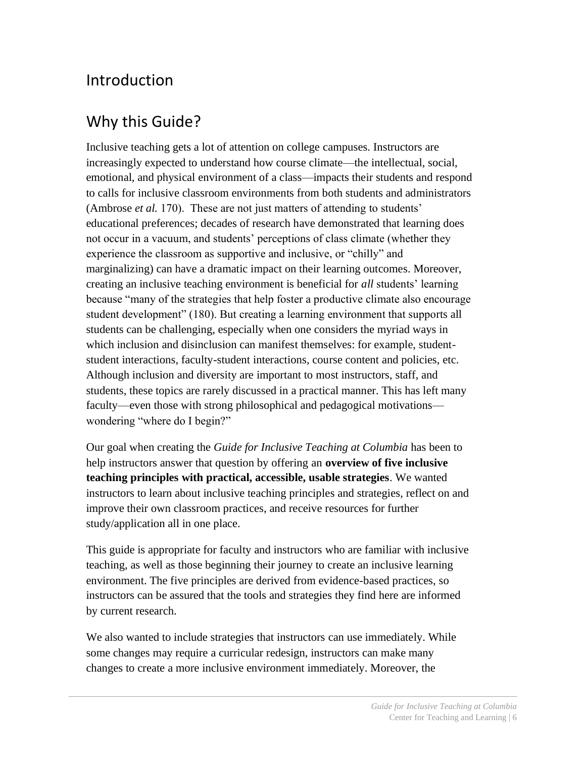# Introduction

## Why this Guide?

Inclusive teaching gets a lot of attention on college campuses. Instructors are increasingly expected to understand how course climate—the intellectual, social, emotional, and physical environment of a class—impacts their students and respond to calls for inclusive classroom environments from both students and administrators (Ambrose *et al.* 170). These are not just matters of attending to students' educational preferences; decades of research have demonstrated that learning does not occur in a vacuum, and students' perceptions of class climate (whether they experience the classroom as supportive and inclusive, or "chilly" and marginalizing) can have a dramatic impact on their learning outcomes. Moreover, creating an inclusive teaching environment is beneficial for *all* students' learning because "many of the strategies that help foster a productive climate also encourage student development" (180). But creating a learning environment that supports all students can be challenging, especially when one considers the myriad ways in which inclusion and disinclusion can manifest themselves: for example, student-student interactions, faculty-student interactions, course content and policies, etc. Although inclusion and diversity are important to most instructors, staff, and students, these topics are rarely discussed in a practical manner. This has left many faculty—even those with strong philosophical and pedagogical motivations—wondering "where do I begin?"

Our goal when creating the *Guide for Inclusive Teaching at Columbia* has been to help instructors answer that question by offering an **overview of five inclusive teaching principles with practical, accessible, usable strategies**. We wanted instructors to learn about inclusive teaching principles and strategies, reflect on and improve their own classroom practices, and receive resources for further study/application all in one place.

This guide is appropriate for faculty and instructors who are familiar with inclusive teaching, as well as those beginning their journey to create an inclusive learning environment. The five principles are derived from evidence-based practices, so instructors can be assured that the tools and strategies they find here are informed by current research.

We also wanted to include strategies that instructors can use immediately. While some changes may require a curricular redesign, instructors can make many changes to create a more inclusive environment immediately. Moreover, the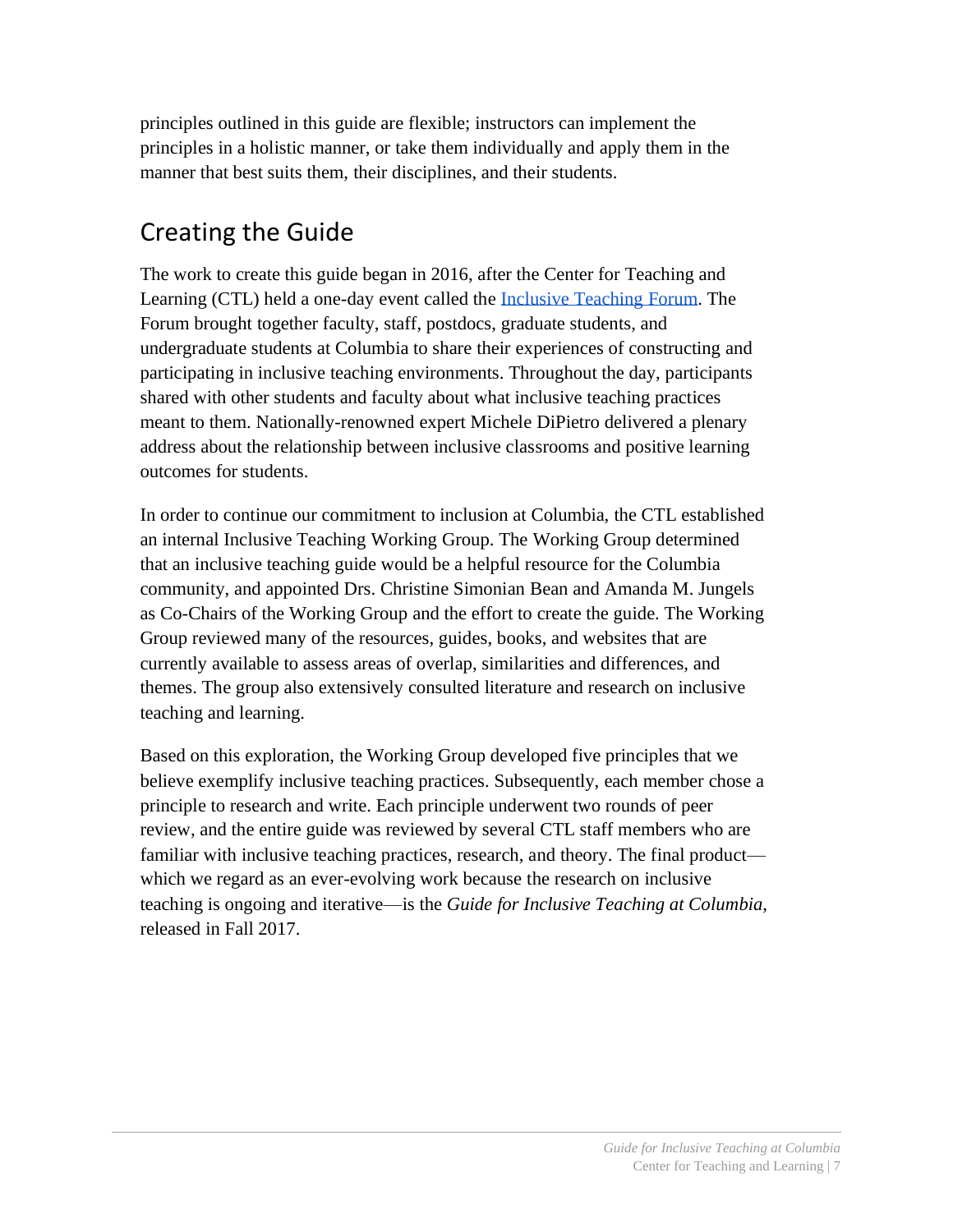principles outlined in this guide are flexible; instructors can implement the principles in a holistic manner, or take them individually and apply them in the manner that best suits them, their disciplines, and their students.

## Creating the Guide

The work to create this guide began in 2016, after the Center for Teaching and Learning (CTL) held a one-day event called the Inclusive Teaching Forum. The Forum brought together faculty, staff, postdocs, graduate students, and undergraduate students at Columbia to share their experiences of constructing and participating in inclusive teaching environments. Throughout the day, participants shared with other students and faculty about what inclusive teaching practices meant to them. Nationally-renowned expert Michele DiPietro delivered a plenary address about the relationship between inclusive classrooms and positive learning outcomes for students.

In order to continue our commitment to inclusion at Columbia, the CTL established an internal Inclusive Teaching Working Group. The Working Group determined that an inclusive teaching guide would be a helpful resource for the Columbia community, and appointed Drs. Christine Simonian Bean and Amanda M. Jungels as Co-Chairs of the Working Group and the effort to create the guide. The Working Group reviewed many of the resources, guides, books, and websites that are currently available to assess areas of overlap, similarities and differences, and themes. The group also extensively consulted literature and research on inclusive teaching and learning.

Based on this exploration, the Working Group developed five principles that we believe exemplify inclusive teaching practices. Subsequently, each member chose a principle to research and write. Each principle underwent two rounds of peer review, and the entire guide was reviewed by several CTL staff members who are familiar with inclusive teaching practices, research, and theory. The final product—which we regard as an ever-evolving work because the research on inclusive teaching is ongoing and iterative—is the *Guide for Inclusive Teaching at Columbia*, released in Fall 2017.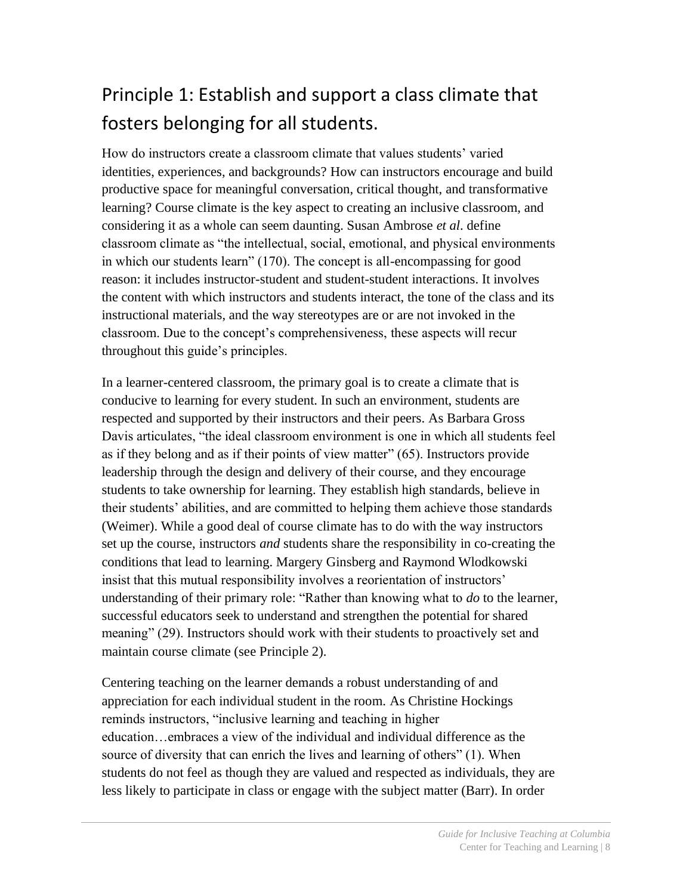## Principle 1: Establish and support a class climate that fosters belonging for all students.

How do instructors create a classroom climate that values students' varied identities, experiences, and backgrounds? How can instructors encourage and build productive space for meaningful conversation, critical thought, and transformative learning? Course climate is the key aspect to creating an inclusive classroom, and considering it as a whole can seem daunting. Susan Ambrose *et al*. define classroom climate as "the intellectual, social, emotional, and physical environments in which our students learn" (170). The concept is all-encompassing for good reason: it includes instructor-student and student-student interactions. It involves the content with which instructors and students interact, the tone of the class and its instructional materials, and the way stereotypes are or are not invoked in the classroom. Due to the concept's comprehensiveness, these aspects will recur throughout this guide's principles.

In a learner-centered classroom, the primary goal is to create a climate that is conducive to learning for every student. In such an environment, students are respected and supported by their instructors and their peers. As Barbara Gross Davis articulates, "the ideal classroom environment is one in which all students feel as if they belong and as if their points of view matter" (65). Instructors provide leadership through the design and delivery of their course, and they encourage students to take ownership for learning. They establish high standards, believe in their students' abilities, and are committed to helping them achieve those standards (Weimer). While a good deal of course climate has to do with the way instructors set up the course, instructors *and* students share the responsibility in co-creating the conditions that lead to learning. Margery Ginsberg and Raymond Wlodkowski insist that this mutual responsibility involves a reorientation of instructors' understanding of their primary role: "Rather than knowing what to *do* to the learner, successful educators seek to understand and strengthen the potential for shared meaning" (29). Instructors should work with their students to proactively set and maintain course climate (see Principle 2).

Centering teaching on the learner demands a robust understanding of and appreciation for each individual student in the room. As Christine Hockings reminds instructors, "inclusive learning and teaching in higher education…embraces a view of the individual and individual difference as the source of diversity that can enrich the lives and learning of others" (1). When students do not feel as though they are valued and respected as individuals, they are less likely to participate in class or engage with the subject matter (Barr). In order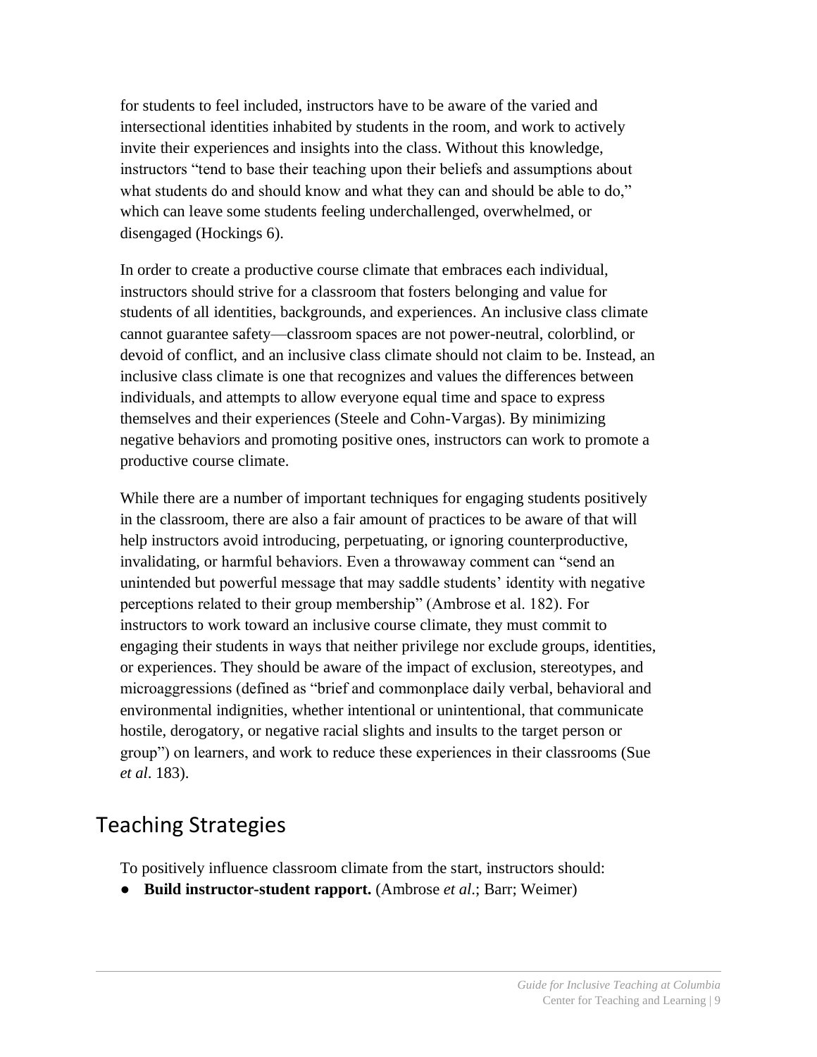for students to feel included, instructors have to be aware of the varied and intersectional identities inhabited by students in the room, and work to actively invite their experiences and insights into the class. Without this knowledge, instructors "tend to base their teaching upon their beliefs and assumptions about what students do and should know and what they can and should be able to do," which can leave some students feeling underchallenged, overwhelmed, or disengaged (Hockings 6).

In order to create a productive course climate that embraces each individual, instructors should strive for a classroom that fosters belonging and value for students of all identities, backgrounds, and experiences. An inclusive class climate cannot guarantee safety—classroom spaces are not power-neutral, colorblind, or devoid of conflict, and an inclusive class climate should not claim to be. Instead, an inclusive class climate is one that recognizes and values the differences between individuals, and attempts to allow everyone equal time and space to express themselves and their experiences (Steele and Cohn-Vargas). By minimizing negative behaviors and promoting positive ones, instructors can work to promote a productive course climate.

While there are a number of important techniques for engaging students positively in the classroom, there are also a fair amount of practices to be aware of that will help instructors avoid introducing, perpetuating, or ignoring counterproductive, invalidating, or harmful behaviors. Even a throwaway comment can "send an unintended but powerful message that may saddle students' identity with negative perceptions related to their group membership" (Ambrose et al. 182). For instructors to work toward an inclusive course climate, they must commit to engaging their students in ways that neither privilege nor exclude groups, identities, or experiences. They should be aware of the impact of exclusion, stereotypes, and microaggressions (defined as "brief and commonplace daily verbal, behavioral and environmental indignities, whether intentional or unintentional, that communicate hostile, derogatory, or negative racial slights and insults to the target person or group") on learners, and work to reduce these experiences in their classrooms (Sue *et al*. 183).

## Teaching Strategies

To positively influence classroom climate from the start, instructors should:

- **Build instructor-student rapport.** (Ambrose *et al*.; Barr; Weimer)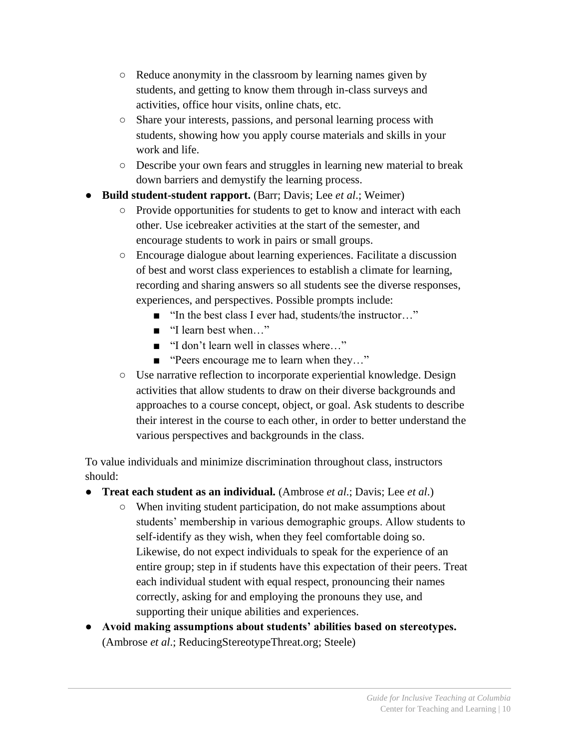- Reduce anonymity in the classroom by learning names given by students, and getting to know them through in-class surveys and activities, office hour visits, online chats, etc.
    - Share your interests, passions, and personal learning process with students, showing how you apply course materials and skills in your work and life.
    - Describe your own fears and struggles in learning new material to break down barriers and demystify the learning process.
- **Build student-student rapport.** (Barr; Davis; Lee *et al*.; Weimer)
    - Provide opportunities for students to get to know and interact with each other. Use icebreaker activities at the start of the semester, and encourage students to work in pairs or small groups.
    - Encourage dialogue about learning experiences. Facilitate a discussion of best and worst class experiences to establish a climate for learning, recording and sharing answers so all students see the diverse responses, experiences, and perspectives. Possible prompts include:
        - "In the best class I ever had, students/the instructor…"
        - "I learn best when…"
        - "I don't learn well in classes where…"
        - "Peers encourage me to learn when they…"
    - Use narrative reflection to incorporate experiential knowledge. Design activities that allow students to draw on their diverse backgrounds and approaches to a course concept, object, or goal. Ask students to describe their interest in the course to each other, in order to better understand the various perspectives and backgrounds in the class.

To value individuals and minimize discrimination throughout class, instructors should:

- **Treat each student as an individual.** (Ambrose *et al*.; Davis; Lee *et al*.)
    - When inviting student participation, do not make assumptions about students' membership in various demographic groups. Allow students to self-identify as they wish, when they feel comfortable doing so. Likewise, do not expect individuals to speak for the experience of an entire group; step in if students have this expectation of their peers. Treat each individual student with equal respect, pronouncing their names correctly, asking for and employing the pronouns they use, and supporting their unique abilities and experiences.
- **Avoid making assumptions about students' abilities based on stereotypes.** (Ambrose *et al*.; ReducingStereotypeThreat.org; Steele)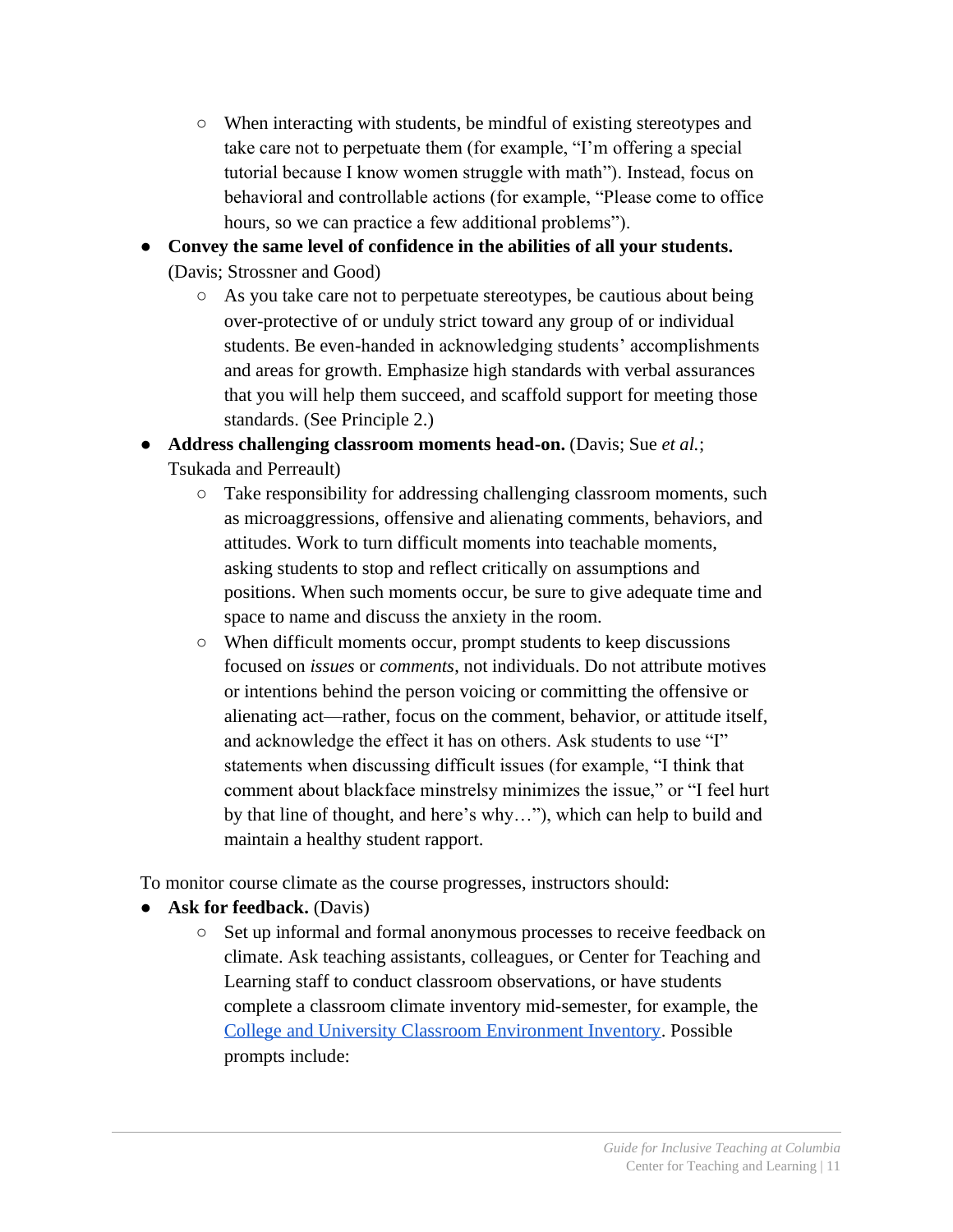- When interacting with students, be mindful of existing stereotypes and take care not to perpetuate them (for example, "I'm offering a special tutorial because I know women struggle with math"). Instead, focus on behavioral and controllable actions (for example, "Please come to office hours, so we can practice a few additional problems").
- **Convey the same level of confidence in the abilities of all your students.** (Davis; Strossner and Good)
    - As you take care not to perpetuate stereotypes, be cautious about being over-protective of or unduly strict toward any group of or individual students. Be even-handed in acknowledging students' accomplishments and areas for growth. Emphasize high standards with verbal assurances that you will help them succeed, and scaffold support for meeting those standards. (See Principle 2.)
- **Address challenging classroom moments head-on.** (Davis; Sue *et al.*; Tsukada and Perreault)
    - Take responsibility for addressing challenging classroom moments, such as microaggressions, offensive and alienating comments, behaviors, and attitudes. Work to turn difficult moments into teachable moments, asking students to stop and reflect critically on assumptions and positions. When such moments occur, be sure to give adequate time and space to name and discuss the anxiety in the room.
    - When difficult moments occur, prompt students to keep discussions focused on *issues* or *comments*, not individuals. Do not attribute motives or intentions behind the person voicing or committing the offensive or alienating act—rather, focus on the comment, behavior, or attitude itself, and acknowledge the effect it has on others. Ask students to use "I" statements when discussing difficult issues (for example, "I think that comment about blackface minstrelsy minimizes the issue," or "I feel hurt by that line of thought, and here's why…"), which can help to build and maintain a healthy student rapport.

To monitor course climate as the course progresses, instructors should:

- **Ask for feedback.** (Davis)
    - Set up informal and formal anonymous processes to receive feedback on climate. Ask teaching assistants, colleagues, or Center for Teaching and Learning staff to conduct classroom observations, or have students complete a classroom climate inventory mid-semester, for example, the College and University Classroom Environment Inventory. Possible prompts include: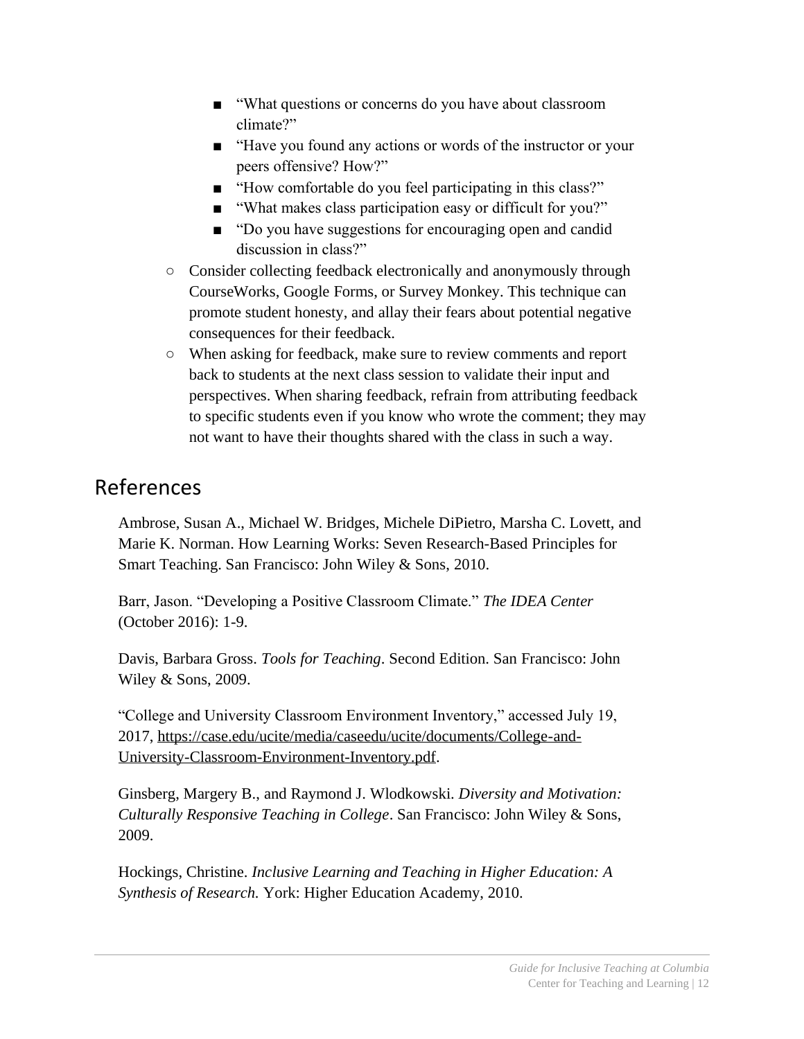- "What questions or concerns do you have about classroom climate?"
        - "Have you found any actions or words of the instructor or your peers offensive? How?"
        - "How comfortable do you feel participating in this class?"
        - "What makes class participation easy or difficult for you?"
        - "Do you have suggestions for encouraging open and candid discussion in class?"
    - Consider collecting feedback electronically and anonymously through CourseWorks, Google Forms, or Survey Monkey. This technique can promote student honesty, and allay their fears about potential negative consequences for their feedback.
    - When asking for feedback, make sure to review comments and report back to students at the next class session to validate their input and perspectives. When sharing feedback, refrain from attributing feedback to specific students even if you know who wrote the comment; they may not want to have their thoughts shared with the class in such a way.

## References

Ambrose, Susan A., Michael W. Bridges, Michele DiPietro, Marsha C. Lovett, and Marie K. Norman. How Learning Works: Seven Research-Based Principles for Smart Teaching. San Francisco: John Wiley & Sons, 2010.

Barr, Jason. "Developing a Positive Classroom Climate." *The IDEA Center* (October 2016): 1-9.

Davis, Barbara Gross. *Tools for Teaching*. Second Edition. San Francisco: John Wiley & Sons, 2009.

"College and University Classroom Environment Inventory," accessed July 19, 2017, https://case.edu/ucite/media/caseedu/ucite/documents/College-and-University-Classroom-Environment-Inventory.pdf.

Ginsberg, Margery B., and Raymond J. Wlodkowski. *Diversity and Motivation: Culturally Responsive Teaching in College*. San Francisco: John Wiley & Sons, 2009.

Hockings, Christine. *Inclusive Learning and Teaching in Higher Education: A Synthesis of Research.* York: Higher Education Academy, 2010.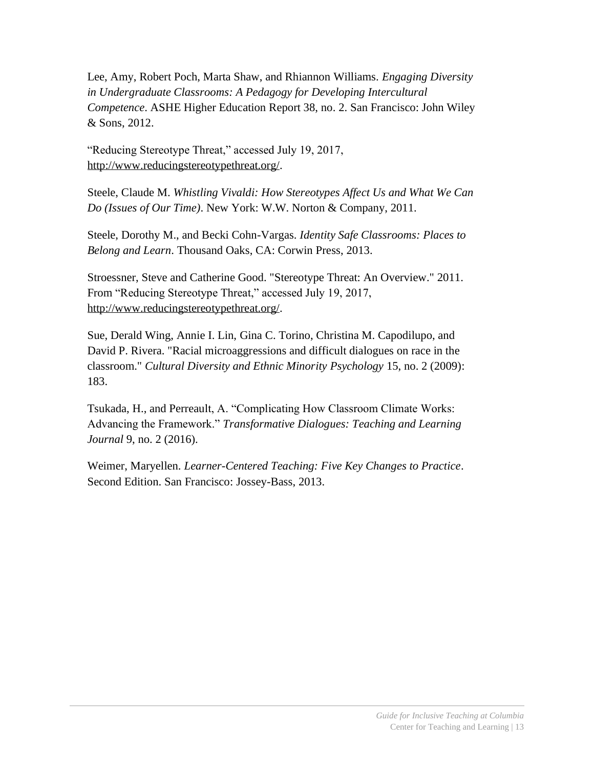Lee, Amy, Robert Poch, Marta Shaw, and Rhiannon Williams. *Engaging Diversity in Undergraduate Classrooms: A Pedagogy for Developing Intercultural Competence*. ASHE Higher Education Report 38, no. 2. San Francisco: John Wiley & Sons, 2012.

"Reducing Stereotype Threat," accessed July 19, 2017, http://www.reducingstereotypethreat.org/.

Steele, Claude M. *Whistling Vivaldi: How Stereotypes Affect Us and What We Can Do (Issues of Our Time)*. New York: W.W. Norton & Company, 2011.

Steele, Dorothy M., and Becki Cohn-Vargas. *Identity Safe Classrooms: Places to Belong and Learn*. Thousand Oaks, CA: Corwin Press, 2013.

Stroessner, Steve and Catherine Good. "Stereotype Threat: An Overview." 2011. From "Reducing Stereotype Threat," accessed July 19, 2017, http://www.reducingstereotypethreat.org/.

Sue, Derald Wing, Annie I. Lin, Gina C. Torino, Christina M. Capodilupo, and David P. Rivera. "Racial microaggressions and difficult dialogues on race in the classroom." *Cultural Diversity and Ethnic Minority Psychology* 15, no. 2 (2009): 183.

Tsukada, H., and Perreault, A. "Complicating How Classroom Climate Works: Advancing the Framework." *Transformative Dialogues: Teaching and Learning Journal* 9, no. 2 (2016).

Weimer, Maryellen. *Learner-Centered Teaching: Five Key Changes to Practice*. Second Edition. San Francisco: Jossey-Bass, 2013.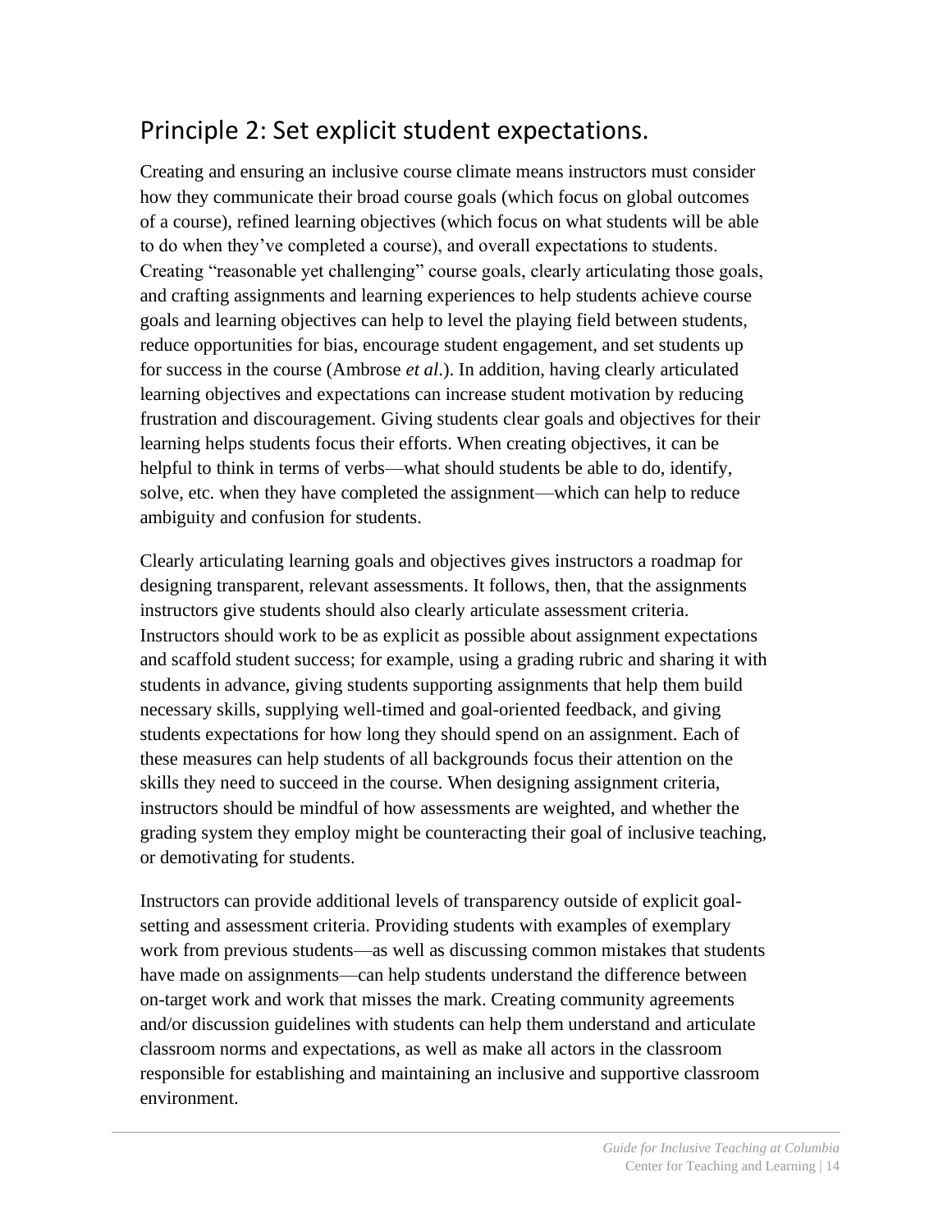## Principle 2: Set explicit student expectations.

Creating and ensuring an inclusive course climate means instructors must consider how they communicate their broad course goals (which focus on global outcomes of a course), refined learning objectives (which focus on what students will be able to do when they've completed a course), and overall expectations to students. Creating "reasonable yet challenging" course goals, clearly articulating those goals, and crafting assignments and learning experiences to help students achieve course goals and learning objectives can help to level the playing field between students, reduce opportunities for bias, encourage student engagement, and set students up for success in the course (Ambrose *et al*.). In addition, having clearly articulated learning objectives and expectations can increase student motivation by reducing frustration and discouragement. Giving students clear goals and objectives for their learning helps students focus their efforts. When creating objectives, it can be helpful to think in terms of verbs—what should students be able to do, identify, solve, etc. when they have completed the assignment—which can help to reduce ambiguity and confusion for students.

Clearly articulating learning goals and objectives gives instructors a roadmap for designing transparent, relevant assessments. It follows, then, that the assignments instructors give students should also clearly articulate assessment criteria. Instructors should work to be as explicit as possible about assignment expectations and scaffold student success; for example, using a grading rubric and sharing it with students in advance, giving students supporting assignments that help them build necessary skills, supplying well-timed and goal-oriented feedback, and giving students expectations for how long they should spend on an assignment. Each of these measures can help students of all backgrounds focus their attention on the skills they need to succeed in the course. When designing assignment criteria, instructors should be mindful of how assessments are weighted, and whether the grading system they employ might be counteracting their goal of inclusive teaching, or demotivating for students.

Instructors can provide additional levels of transparency outside of explicit goal-setting and assessment criteria. Providing students with examples of exemplary work from previous students—as well as discussing common mistakes that students have made on assignments—can help students understand the difference between on-target work and work that misses the mark. Creating community agreements and/or discussion guidelines with students can help them understand and articulate classroom norms and expectations, as well as make all actors in the classroom responsible for establishing and maintaining an inclusive and supportive classroom environment.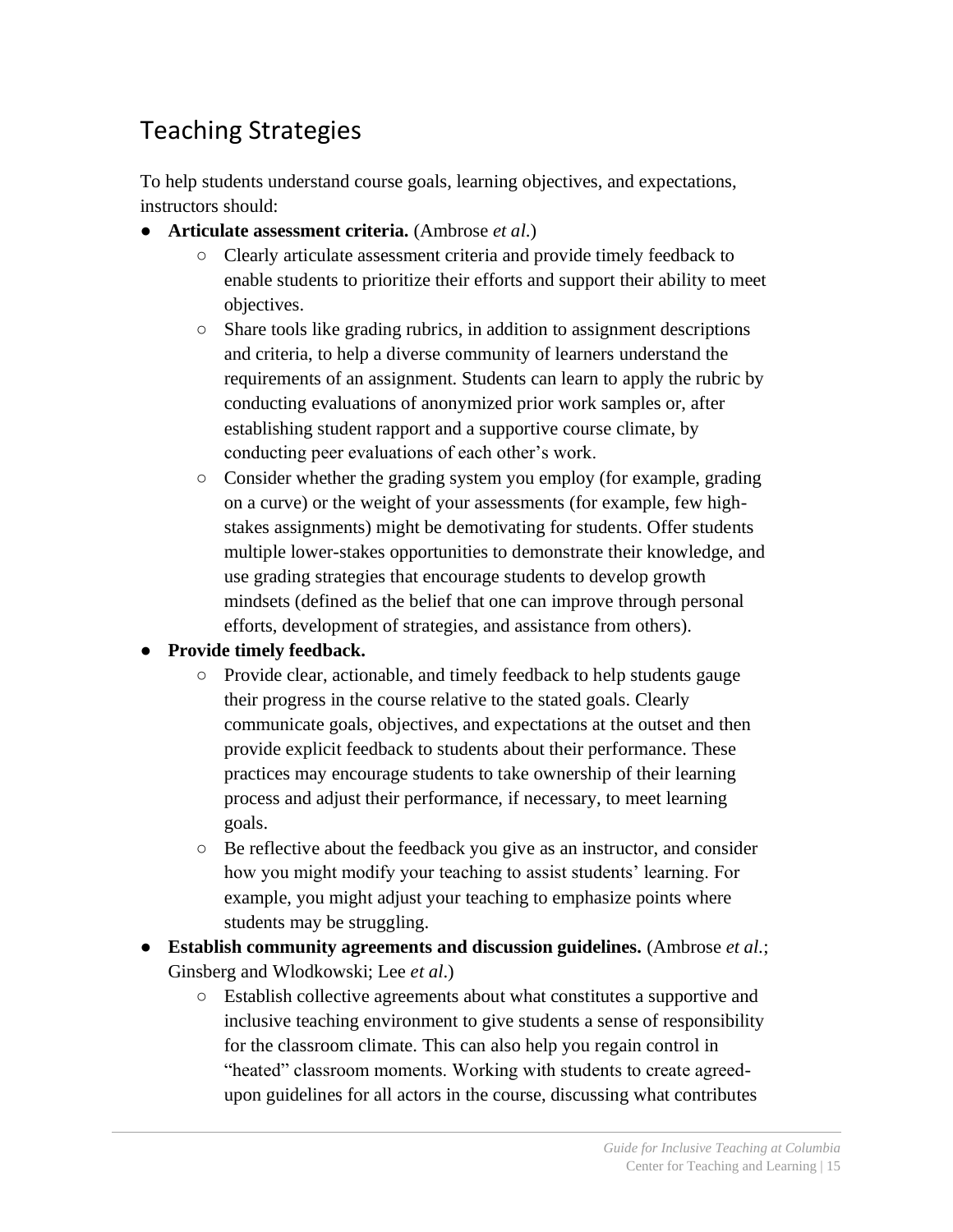## Teaching Strategies

To help students understand course goals, learning objectives, and expectations, instructors should:

- **Articulate assessment criteria.** (Ambrose *et al.*)
  - Clearly articulate assessment criteria and provide timely feedback to enable students to prioritize their efforts and support their ability to meet objectives.
  - Share tools like grading rubrics, in addition to assignment descriptions and criteria, to help a diverse community of learners understand the requirements of an assignment. Students can learn to apply the rubric by conducting evaluations of anonymized prior work samples or, after establishing student rapport and a supportive course climate, by conducting peer evaluations of each other's work.
  - Consider whether the grading system you employ (for example, grading on a curve) or the weight of your assessments (for example, few high-stakes assignments) might be demotivating for students. Offer students multiple lower-stakes opportunities to demonstrate their knowledge, and use grading strategies that encourage students to develop growth mindsets (defined as the belief that one can improve through personal efforts, development of strategies, and assistance from others).
- **Provide timely feedback.**
  - Provide clear, actionable, and timely feedback to help students gauge their progress in the course relative to the stated goals. Clearly communicate goals, objectives, and expectations at the outset and then provide explicit feedback to students about their performance. These practices may encourage students to take ownership of their learning process and adjust their performance, if necessary, to meet learning goals.
  - Be reflective about the feedback you give as an instructor, and consider how you might modify your teaching to assist students' learning. For example, you might adjust your teaching to emphasize points where students may be struggling.
- **Establish community agreements and discussion guidelines.** (Ambrose *et al.*; Ginsberg and Wlodkowski; Lee *et al*.)
  - Establish collective agreements about what constitutes a supportive and inclusive teaching environment to give students a sense of responsibility for the classroom climate. This can also help you regain control in "heated" classroom moments. Working with students to create agreed-upon guidelines for all actors in the course, discussing what contributes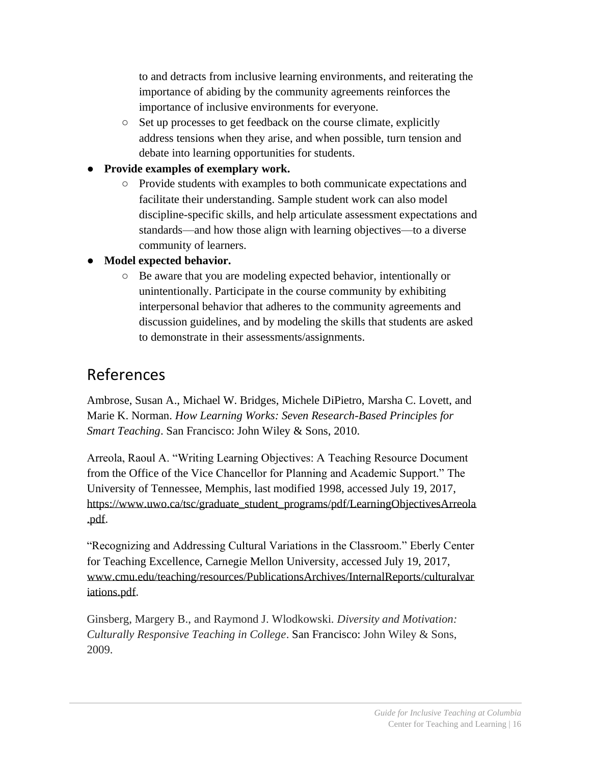to and detracts from inclusive learning environments, and reiterating the importance of abiding by the community agreements reinforces the importance of inclusive environments for everyone.
  - Set up processes to get feedback on the course climate, explicitly address tensions when they arise, and when possible, turn tension and debate into learning opportunities for students.
- **Provide examples of exemplary work.**
  - Provide students with examples to both communicate expectations and facilitate their understanding. Sample student work can also model discipline-specific skills, and help articulate assessment expectations and standards—and how those align with learning objectives—to a diverse community of learners.
- **Model expected behavior.**
  - Be aware that you are modeling expected behavior, intentionally or unintentionally. Participate in the course community by exhibiting interpersonal behavior that adheres to the community agreements and discussion guidelines, and by modeling the skills that students are asked to demonstrate in their assessments/assignments.

## References

Ambrose, Susan A., Michael W. Bridges, Michele DiPietro, Marsha C. Lovett, and Marie K. Norman. *How Learning Works: Seven Research-Based Principles for Smart Teaching*. San Francisco: John Wiley & Sons, 2010.

Arreola, Raoul A. "Writing Learning Objectives: A Teaching Resource Document from the Office of the Vice Chancellor for Planning and Academic Support." The University of Tennessee, Memphis, last modified 1998, accessed July 19, 2017, https://www.uwo.ca/tsc/graduate_student_programs/pdf/LearningObjectivesArreola.pdf.

"Recognizing and Addressing Cultural Variations in the Classroom." Eberly Center for Teaching Excellence, Carnegie Mellon University, accessed July 19, 2017, www.cmu.edu/teaching/resources/PublicationsArchives/InternalReports/culturalvariations.pdf.

Ginsberg, Margery B., and Raymond J. Wlodkowski. *Diversity and Motivation: Culturally Responsive Teaching in College*. San Francisco: John Wiley & Sons, 2009.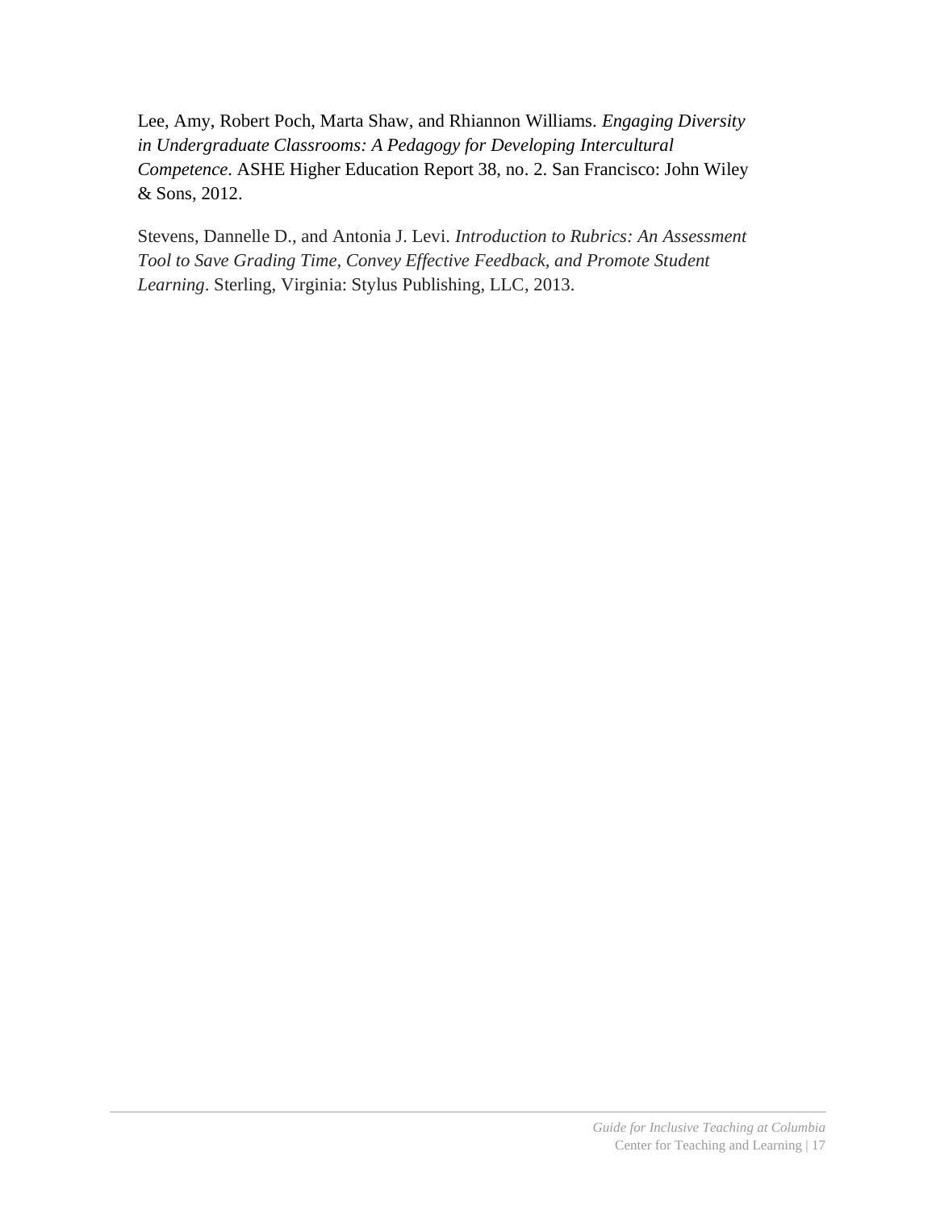Lee, Amy, Robert Poch, Marta Shaw, and Rhiannon Williams. *Engaging Diversity in Undergraduate Classrooms: A Pedagogy for Developing Intercultural Competence*. ASHE Higher Education Report 38, no. 2. San Francisco: John Wiley & Sons, 2012.

Stevens, Dannelle D., and Antonia J. Levi. *Introduction to Rubrics: An Assessment Tool to Save Grading Time, Convey Effective Feedback, and Promote Student Learning*. Sterling, Virginia: Stylus Publishing, LLC, 2013.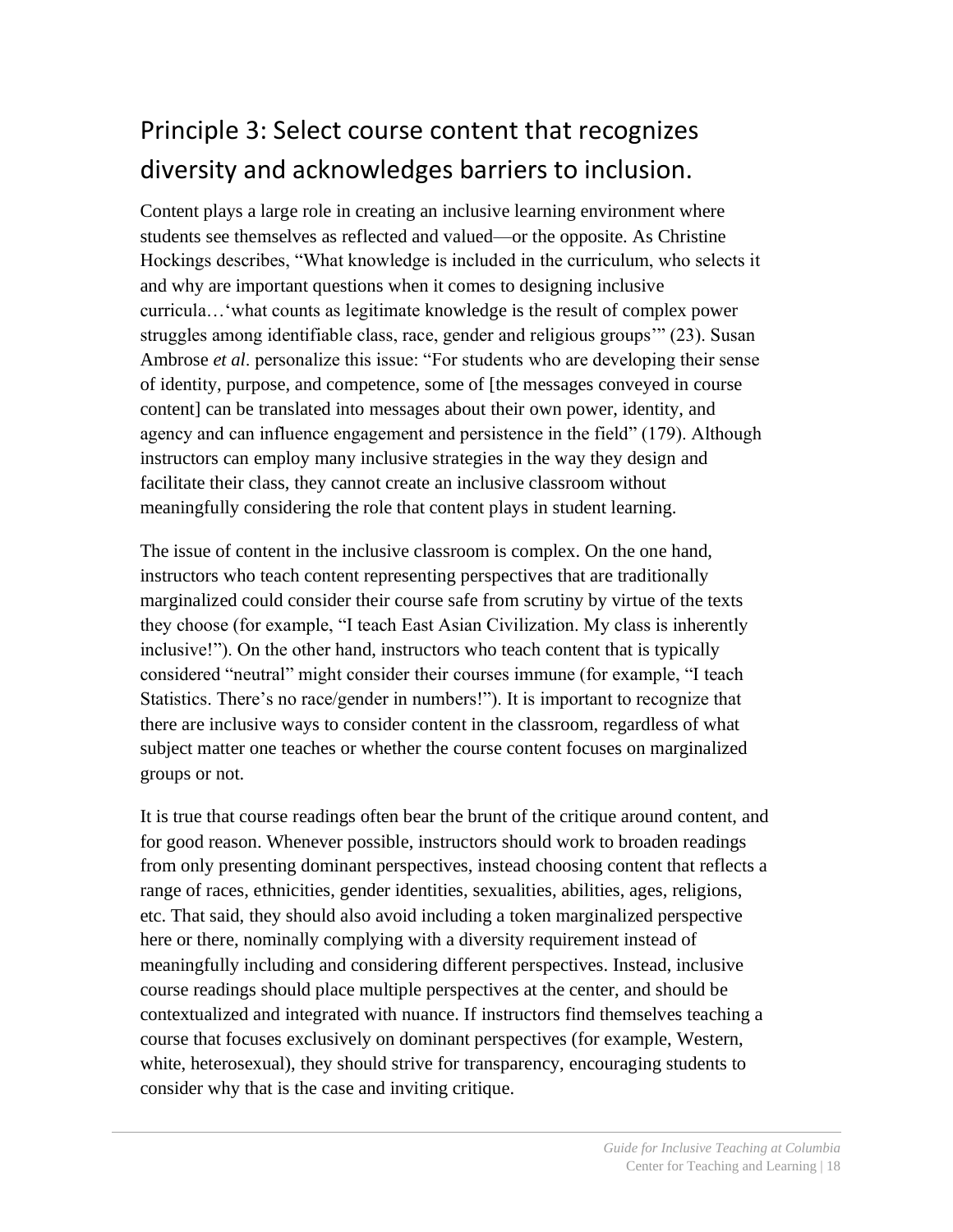## Principle 3: Select course content that recognizes diversity and acknowledges barriers to inclusion.

Content plays a large role in creating an inclusive learning environment where students see themselves as reflected and valued—or the opposite. As Christine Hockings describes, "What knowledge is included in the curriculum, who selects it and why are important questions when it comes to designing inclusive curricula…'what counts as legitimate knowledge is the result of complex power struggles among identifiable class, race, gender and religious groups'" (23). Susan Ambrose *et al*. personalize this issue: "For students who are developing their sense of identity, purpose, and competence, some of [the messages conveyed in course content] can be translated into messages about their own power, identity, and agency and can influence engagement and persistence in the field" (179). Although instructors can employ many inclusive strategies in the way they design and facilitate their class, they cannot create an inclusive classroom without meaningfully considering the role that content plays in student learning.

The issue of content in the inclusive classroom is complex. On the one hand, instructors who teach content representing perspectives that are traditionally marginalized could consider their course safe from scrutiny by virtue of the texts they choose (for example, "I teach East Asian Civilization. My class is inherently inclusive!"). On the other hand, instructors who teach content that is typically considered "neutral" might consider their courses immune (for example, "I teach Statistics. There's no race/gender in numbers!"). It is important to recognize that there are inclusive ways to consider content in the classroom, regardless of what subject matter one teaches or whether the course content focuses on marginalized groups or not.

It is true that course readings often bear the brunt of the critique around content, and for good reason. Whenever possible, instructors should work to broaden readings from only presenting dominant perspectives, instead choosing content that reflects a range of races, ethnicities, gender identities, sexualities, abilities, ages, religions, etc. That said, they should also avoid including a token marginalized perspective here or there, nominally complying with a diversity requirement instead of meaningfully including and considering different perspectives. Instead, inclusive course readings should place multiple perspectives at the center, and should be contextualized and integrated with nuance. If instructors find themselves teaching a course that focuses exclusively on dominant perspectives (for example, Western, white, heterosexual), they should strive for transparency, encouraging students to consider why that is the case and inviting critique.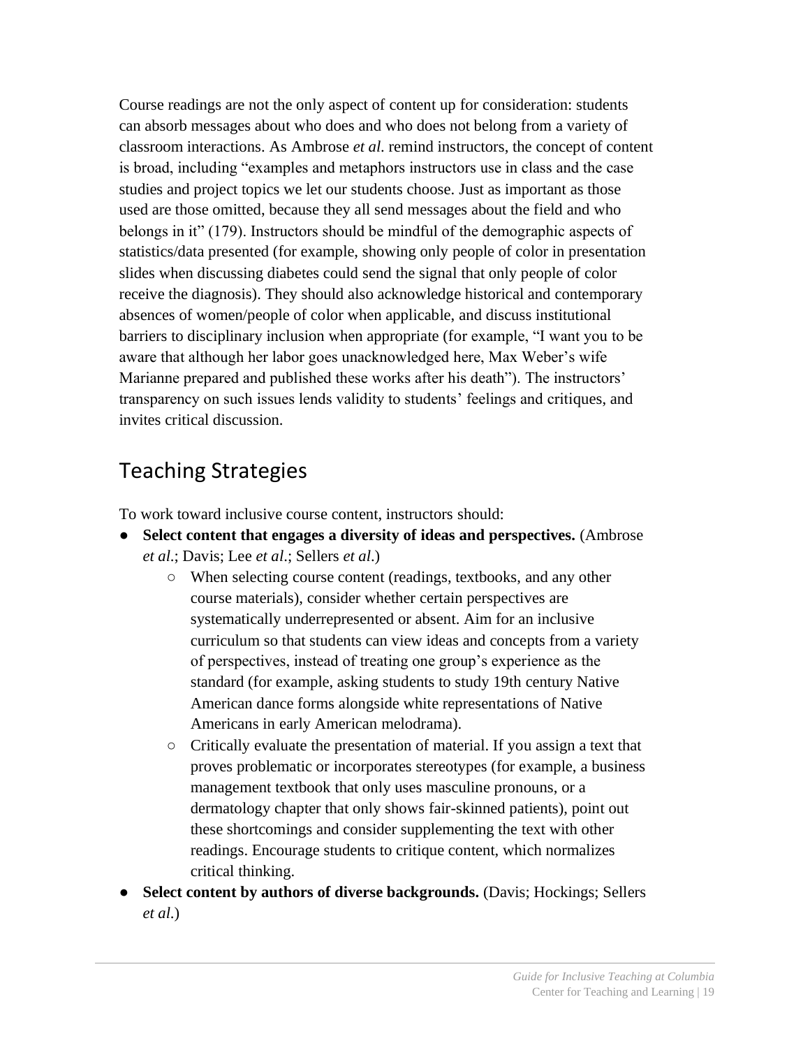Course readings are not the only aspect of content up for consideration: students can absorb messages about who does and who does not belong from a variety of classroom interactions. As Ambrose *et al.* remind instructors, the concept of content is broad, including "examples and metaphors instructors use in class and the case studies and project topics we let our students choose. Just as important as those used are those omitted, because they all send messages about the field and who belongs in it" (179). Instructors should be mindful of the demographic aspects of statistics/data presented (for example, showing only people of color in presentation slides when discussing diabetes could send the signal that only people of color receive the diagnosis). They should also acknowledge historical and contemporary absences of women/people of color when applicable, and discuss institutional barriers to disciplinary inclusion when appropriate (for example, "I want you to be aware that although her labor goes unacknowledged here, Max Weber's wife Marianne prepared and published these works after his death"). The instructors' transparency on such issues lends validity to students' feelings and critiques, and invites critical discussion.

## Teaching Strategies

To work toward inclusive course content, instructors should:

- **Select content that engages a diversity of ideas and perspectives.** (Ambrose *et al.*; Davis; Lee *et al.*; Sellers *et al.*)
  - When selecting course content (readings, textbooks, and any other course materials), consider whether certain perspectives are systematically underrepresented or absent. Aim for an inclusive curriculum so that students can view ideas and concepts from a variety of perspectives, instead of treating one group's experience as the standard (for example, asking students to study 19th century Native American dance forms alongside white representations of Native Americans in early American melodrama).
  - Critically evaluate the presentation of material. If you assign a text that proves problematic or incorporates stereotypes (for example, a business management textbook that only uses masculine pronouns, or a dermatology chapter that only shows fair-skinned patients), point out these shortcomings and consider supplementing the text with other readings. Encourage students to critique content, which normalizes critical thinking.
- **Select content by authors of diverse backgrounds.** (Davis; Hockings; Sellers *et al.*)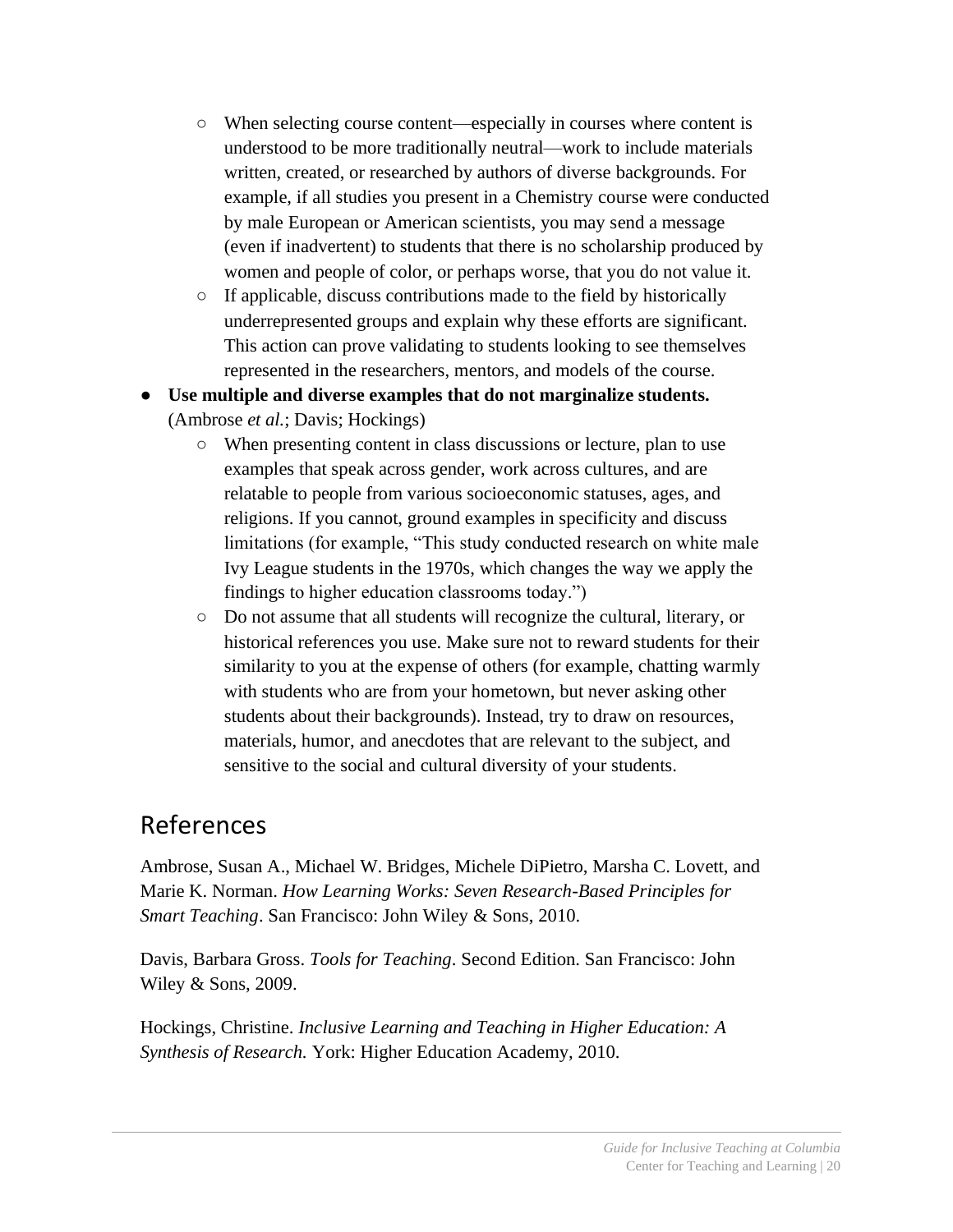- When selecting course content—especially in courses where content is understood to be more traditionally neutral—work to include materials written, created, or researched by authors of diverse backgrounds. For example, if all studies you present in a Chemistry course were conducted by male European or American scientists, you may send a message (even if inadvertent) to students that there is no scholarship produced by women and people of color, or perhaps worse, that you do not value it.
    - If applicable, discuss contributions made to the field by historically underrepresented groups and explain why these efforts are significant. This action can prove validating to students looking to see themselves represented in the researchers, mentors, and models of the course.
- **Use multiple and diverse examples that do not marginalize students.** (Ambrose *et al.*; Davis; Hockings)
    - When presenting content in class discussions or lecture, plan to use examples that speak across gender, work across cultures, and are relatable to people from various socioeconomic statuses, ages, and religions. If you cannot, ground examples in specificity and discuss limitations (for example, "This study conducted research on white male Ivy League students in the 1970s, which changes the way we apply the findings to higher education classrooms today.")
    - Do not assume that all students will recognize the cultural, literary, or historical references you use. Make sure not to reward students for their similarity to you at the expense of others (for example, chatting warmly with students who are from your hometown, but never asking other students about their backgrounds). Instead, try to draw on resources, materials, humor, and anecdotes that are relevant to the subject, and sensitive to the social and cultural diversity of your students.

## References

Ambrose, Susan A., Michael W. Bridges, Michele DiPietro, Marsha C. Lovett, and Marie K. Norman. *How Learning Works: Seven Research-Based Principles for Smart Teaching*. San Francisco: John Wiley & Sons, 2010.

Davis, Barbara Gross. *Tools for Teaching*. Second Edition. San Francisco: John Wiley & Sons, 2009.

Hockings, Christine. *Inclusive Learning and Teaching in Higher Education: A Synthesis of Research.* York: Higher Education Academy, 2010.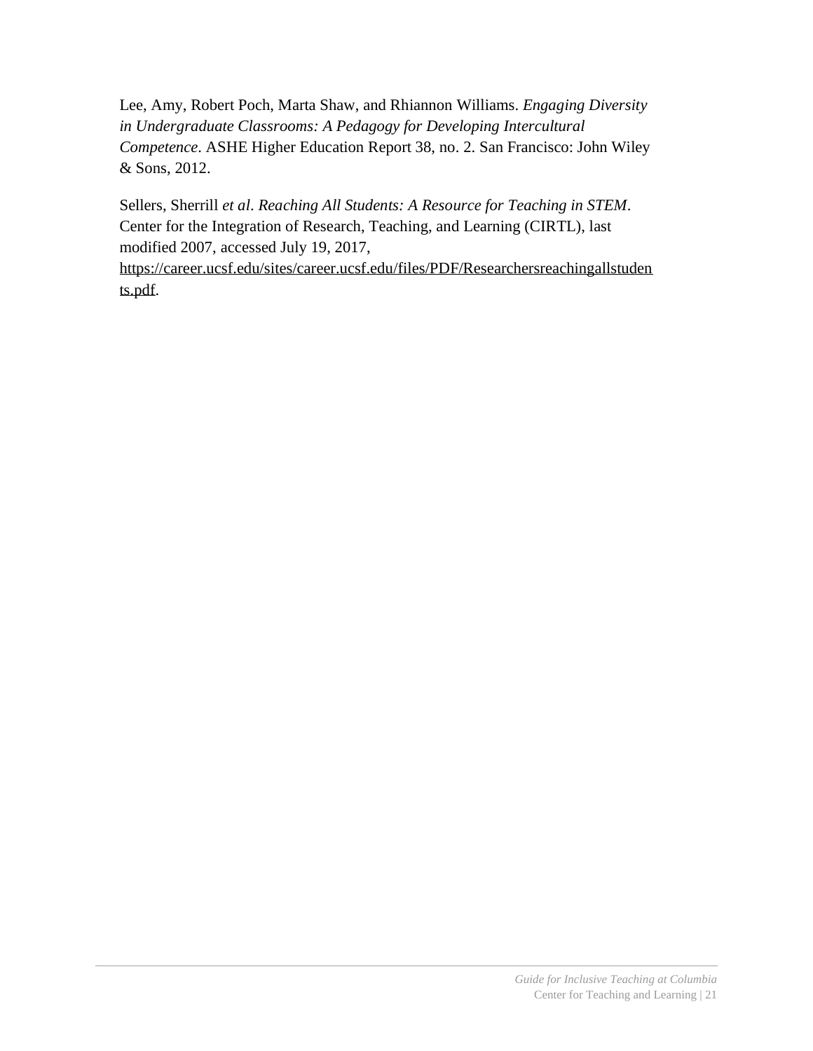Lee, Amy, Robert Poch, Marta Shaw, and Rhiannon Williams. *Engaging Diversity in Undergraduate Classrooms: A Pedagogy for Developing Intercultural Competence*. ASHE Higher Education Report 38, no. 2. San Francisco: John Wiley & Sons, 2012.

Sellers, Sherrill *et al*. *Reaching All Students: A Resource for Teaching in STEM*. Center for the Integration of Research, Teaching, and Learning (CIRTL), last modified 2007, accessed July 19, 2017, https://career.ucsf.edu/sites/career.ucsf.edu/files/PDF/Researchersreachingallstudents.pdf.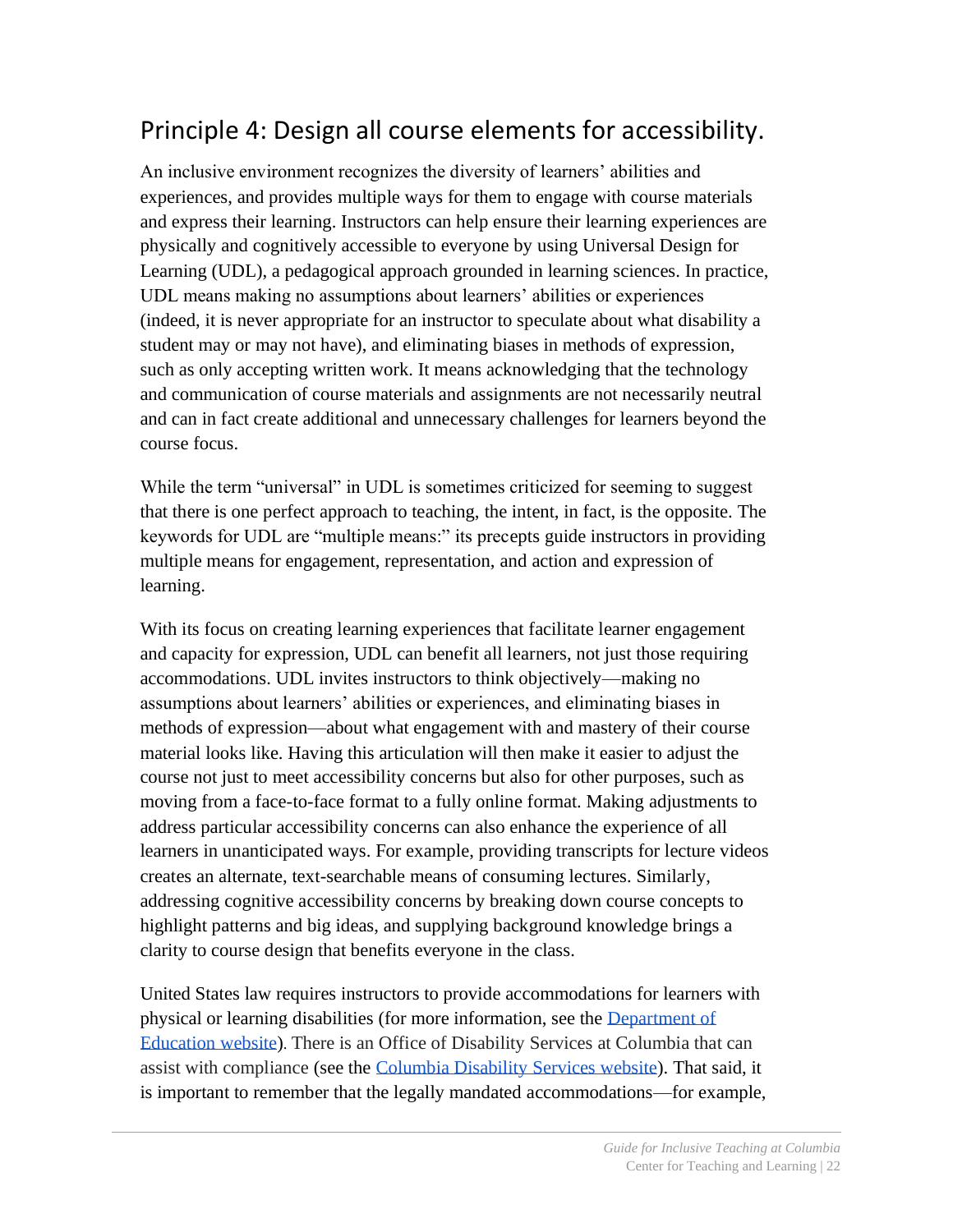## Principle 4: Design all course elements for accessibility.

An inclusive environment recognizes the diversity of learners' abilities and experiences, and provides multiple ways for them to engage with course materials and express their learning. Instructors can help ensure their learning experiences are physically and cognitively accessible to everyone by using Universal Design for Learning (UDL), a pedagogical approach grounded in learning sciences. In practice, UDL means making no assumptions about learners' abilities or experiences (indeed, it is never appropriate for an instructor to speculate about what disability a student may or may not have), and eliminating biases in methods of expression, such as only accepting written work. It means acknowledging that the technology and communication of course materials and assignments are not necessarily neutral and can in fact create additional and unnecessary challenges for learners beyond the course focus.

While the term "universal" in UDL is sometimes criticized for seeming to suggest that there is one perfect approach to teaching, the intent, in fact, is the opposite. The keywords for UDL are "multiple means:" its precepts guide instructors in providing multiple means for engagement, representation, and action and expression of learning.

With its focus on creating learning experiences that facilitate learner engagement and capacity for expression, UDL can benefit all learners, not just those requiring accommodations. UDL invites instructors to think objectively—making no assumptions about learners' abilities or experiences, and eliminating biases in methods of expression—about what engagement with and mastery of their course material looks like. Having this articulation will then make it easier to adjust the course not just to meet accessibility concerns but also for other purposes, such as moving from a face-to-face format to a fully online format. Making adjustments to address particular accessibility concerns can also enhance the experience of all learners in unanticipated ways. For example, providing transcripts for lecture videos creates an alternate, text-searchable means of consuming lectures. Similarly, addressing cognitive accessibility concerns by breaking down course concepts to highlight patterns and big ideas, and supplying background knowledge brings a clarity to course design that benefits everyone in the class.

United States law requires instructors to provide accommodations for learners with physical or learning disabilities (for more information, see the [Department of Education website]). There is an Office of Disability Services at Columbia that can assist with compliance (see the [Columbia Disability Services website]). That said, it is important to remember that the legally mandated accommodations—for example,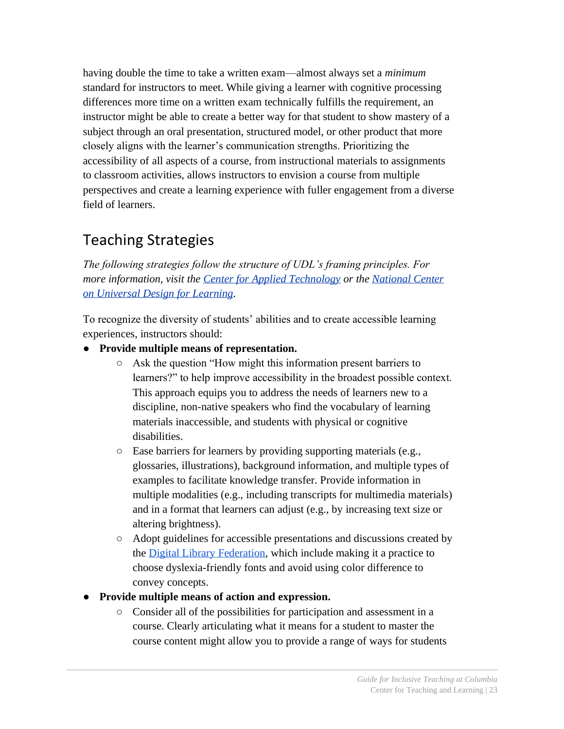having double the time to take a written exam—almost always set a *minimum* standard for instructors to meet. While giving a learner with cognitive processing differences more time on a written exam technically fulfills the requirement, an instructor might be able to create a better way for that student to show mastery of a subject through an oral presentation, structured model, or other product that more closely aligns with the learner's communication strengths. Prioritizing the accessibility of all aspects of a course, from instructional materials to assignments to classroom activities, allows instructors to envision a course from multiple perspectives and create a learning experience with fuller engagement from a diverse field of learners.

## Teaching Strategies

*The following strategies follow the structure of UDL's framing principles. For more information, visit the [Center for Applied Technology](#) or the [National Center on Universal Design for Learning](#).*

To recognize the diversity of students' abilities and to create accessible learning experiences, instructors should:

- **Provide multiple means of representation.**
  - Ask the question "How might this information present barriers to learners?" to help improve accessibility in the broadest possible context. This approach equips you to address the needs of learners new to a discipline, non-native speakers who find the vocabulary of learning materials inaccessible, and students with physical or cognitive disabilities.
  - Ease barriers for learners by providing supporting materials (e.g., glossaries, illustrations), background information, and multiple types of examples to facilitate knowledge transfer. Provide information in multiple modalities (e.g., including transcripts for multimedia materials) and in a format that learners can adjust (e.g., by increasing text size or altering brightness).
  - Adopt guidelines for accessible presentations and discussions created by the [Digital Library Federation](#), which include making it a practice to choose dyslexia-friendly fonts and avoid using color difference to convey concepts.
- **Provide multiple means of action and expression.**
  - Consider all of the possibilities for participation and assessment in a course. Clearly articulating what it means for a student to master the course content might allow you to provide a range of ways for students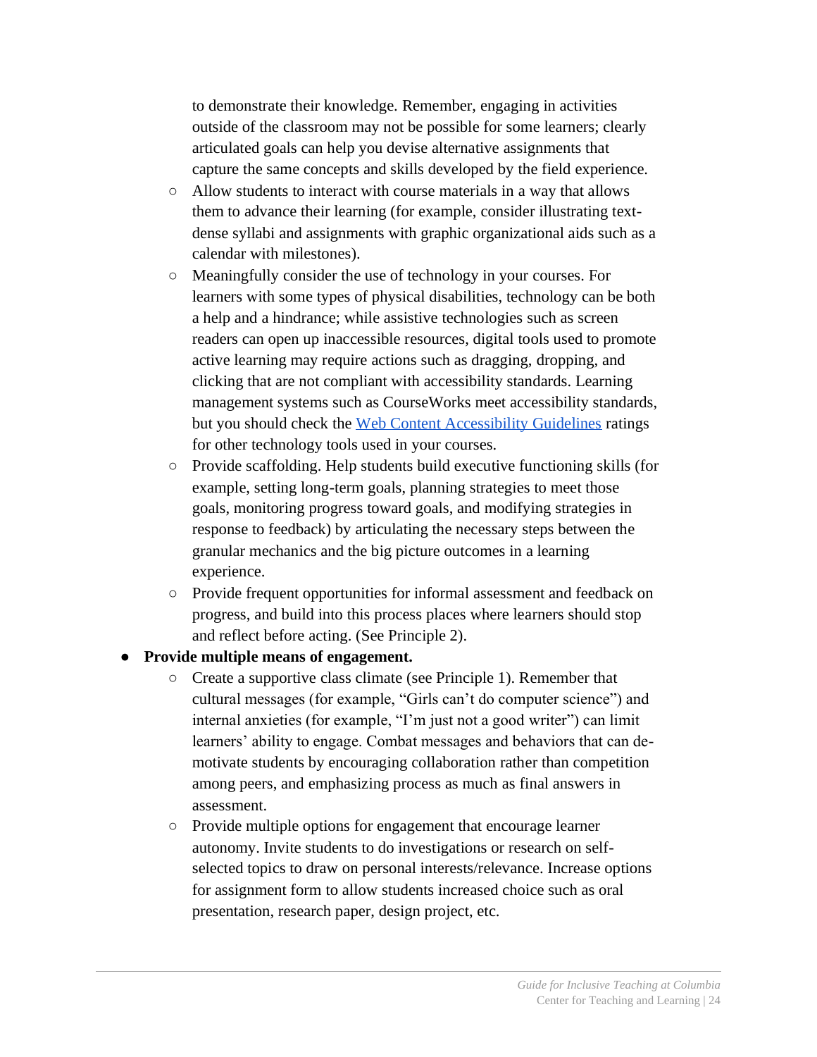to demonstrate their knowledge. Remember, engaging in activities outside of the classroom may not be possible for some learners; clearly articulated goals can help you devise alternative assignments that capture the same concepts and skills developed by the field experience.
  - Allow students to interact with course materials in a way that allows them to advance their learning (for example, consider illustrating text-dense syllabi and assignments with graphic organizational aids such as a calendar with milestones).
  - Meaningfully consider the use of technology in your courses. For learners with some types of physical disabilities, technology can be both a help and a hindrance; while assistive technologies such as screen readers can open up inaccessible resources, digital tools used to promote active learning may require actions such as dragging, dropping, and clicking that are not compliant with accessibility standards. Learning management systems such as CourseWorks meet accessibility standards, but you should check the [Web Content Accessibility Guidelines]() ratings for other technology tools used in your courses.
  - Provide scaffolding. Help students build executive functioning skills (for example, setting long-term goals, planning strategies to meet those goals, monitoring progress toward goals, and modifying strategies in response to feedback) by articulating the necessary steps between the granular mechanics and the big picture outcomes in a learning experience.
  - Provide frequent opportunities for informal assessment and feedback on progress, and build into this process places where learners should stop and reflect before acting. (See Principle 2).
- **Provide multiple means of engagement.**
  - Create a supportive class climate (see Principle 1). Remember that cultural messages (for example, "Girls can't do computer science") and internal anxieties (for example, "I'm just not a good writer") can limit learners' ability to engage. Combat messages and behaviors that can de-motivate students by encouraging collaboration rather than competition among peers, and emphasizing process as much as final answers in assessment.
  - Provide multiple options for engagement that encourage learner autonomy. Invite students to do investigations or research on self-selected topics to draw on personal interests/relevance. Increase options for assignment form to allow students increased choice such as oral presentation, research paper, design project, etc.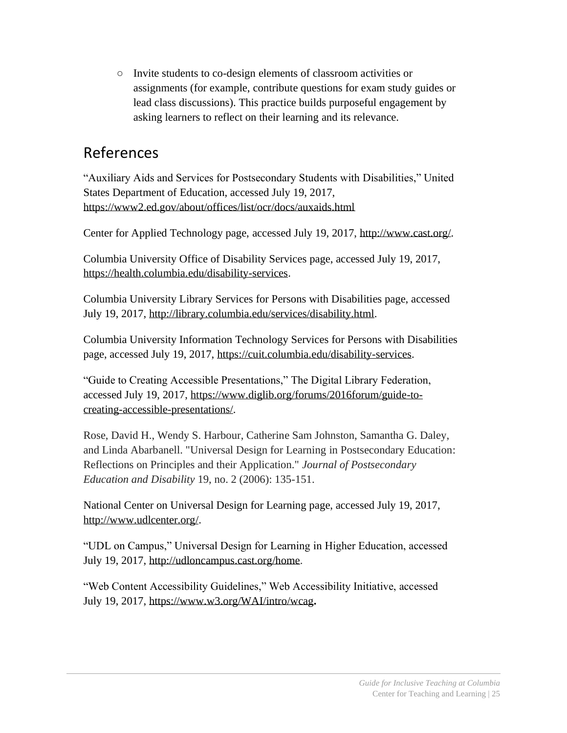- Invite students to co-design elements of classroom activities or assignments (for example, contribute questions for exam study guides or lead class discussions). This practice builds purposeful engagement by asking learners to reflect on their learning and its relevance.

## References

"Auxiliary Aids and Services for Postsecondary Students with Disabilities," United States Department of Education, accessed July 19, 2017, https://www2.ed.gov/about/offices/list/ocr/docs/auxaids.html

Center for Applied Technology page, accessed July 19, 2017, http://www.cast.org/.

Columbia University Office of Disability Services page, accessed July 19, 2017, https://health.columbia.edu/disability-services.

Columbia University Library Services for Persons with Disabilities page, accessed July 19, 2017, http://library.columbia.edu/services/disability.html.

Columbia University Information Technology Services for Persons with Disabilities page, accessed July 19, 2017, https://cuit.columbia.edu/disability-services.

"Guide to Creating Accessible Presentations," The Digital Library Federation, accessed July 19, 2017, https://www.diglib.org/forums/2016forum/guide-to-creating-accessible-presentations/.

Rose, David H., Wendy S. Harbour, Catherine Sam Johnston, Samantha G. Daley, and Linda Abarbanell. "Universal Design for Learning in Postsecondary Education: Reflections on Principles and their Application." *Journal of Postsecondary Education and Disability* 19, no. 2 (2006): 135-151.

National Center on Universal Design for Learning page, accessed July 19, 2017, http://www.udlcenter.org/.

"UDL on Campus," Universal Design for Learning in Higher Education, accessed July 19, 2017, http://udloncampus.cast.org/home.

"Web Content Accessibility Guidelines," Web Accessibility Initiative, accessed July 19, 2017, https://www.w3.org/WAI/intro/wcag**.**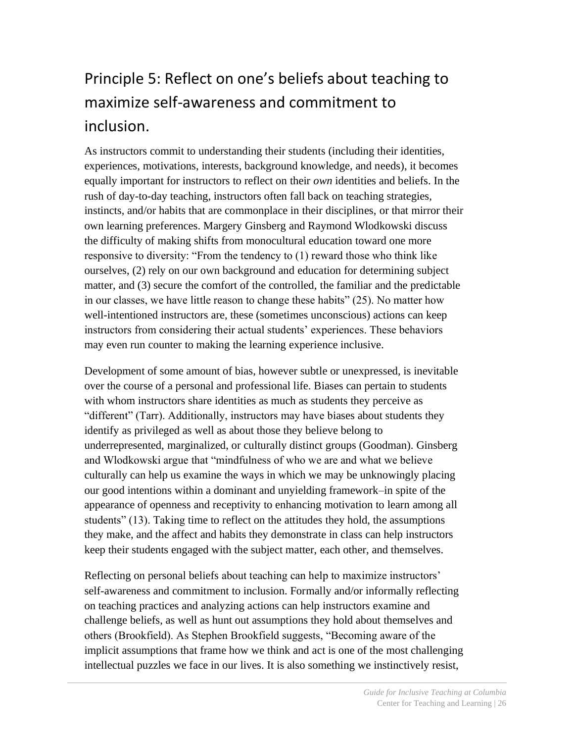## Principle 5: Reflect on one's beliefs about teaching to maximize self-awareness and commitment to inclusion.

As instructors commit to understanding their students (including their identities, experiences, motivations, interests, background knowledge, and needs), it becomes equally important for instructors to reflect on their *own* identities and beliefs. In the rush of day-to-day teaching, instructors often fall back on teaching strategies, instincts, and/or habits that are commonplace in their disciplines, or that mirror their own learning preferences. Margery Ginsberg and Raymond Wlodkowski discuss the difficulty of making shifts from monocultural education toward one more responsive to diversity: "From the tendency to (1) reward those who think like ourselves, (2) rely on our own background and education for determining subject matter, and (3) secure the comfort of the controlled, the familiar and the predictable in our classes, we have little reason to change these habits" (25). No matter how well-intentioned instructors are, these (sometimes unconscious) actions can keep instructors from considering their actual students' experiences. These behaviors may even run counter to making the learning experience inclusive.

Development of some amount of bias, however subtle or unexpressed, is inevitable over the course of a personal and professional life. Biases can pertain to students with whom instructors share identities as much as students they perceive as "different" (Tarr). Additionally, instructors may have biases about students they identify as privileged as well as about those they believe belong to underrepresented, marginalized, or culturally distinct groups (Goodman). Ginsberg and Wlodkowski argue that "mindfulness of who we are and what we believe culturally can help us examine the ways in which we may be unknowingly placing our good intentions within a dominant and unyielding framework–in spite of the appearance of openness and receptivity to enhancing motivation to learn among all students" (13). Taking time to reflect on the attitudes they hold, the assumptions they make, and the affect and habits they demonstrate in class can help instructors keep their students engaged with the subject matter, each other, and themselves.

Reflecting on personal beliefs about teaching can help to maximize instructors' self-awareness and commitment to inclusion. Formally and/or informally reflecting on teaching practices and analyzing actions can help instructors examine and challenge beliefs, as well as hunt out assumptions they hold about themselves and others (Brookfield). As Stephen Brookfield suggests, "Becoming aware of the implicit assumptions that frame how we think and act is one of the most challenging intellectual puzzles we face in our lives. It is also something we instinctively resist,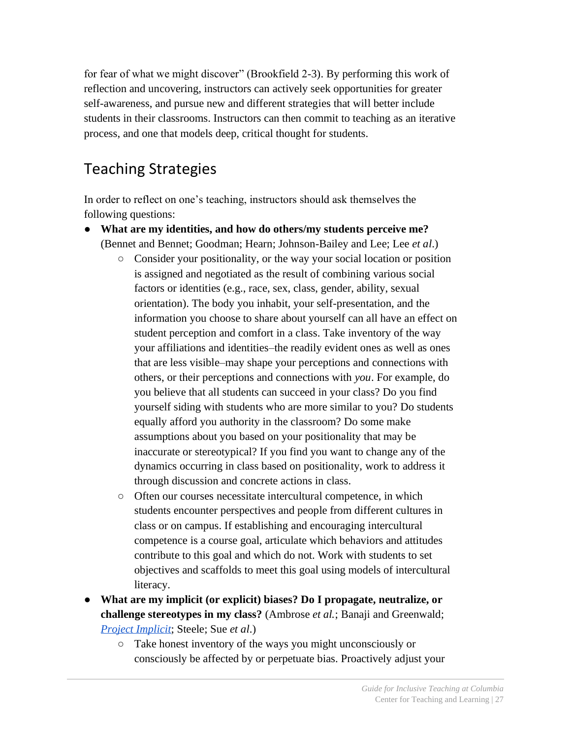for fear of what we might discover" (Brookfield 2-3). By performing this work of reflection and uncovering, instructors can actively seek opportunities for greater self-awareness, and pursue new and different strategies that will better include students in their classrooms. Instructors can then commit to teaching as an iterative process, and one that models deep, critical thought for students.

## Teaching Strategies

In order to reflect on one's teaching, instructors should ask themselves the following questions:

- **What are my identities, and how do others/my students perceive me?** (Bennet and Bennet; Goodman; Hearn; Johnson-Bailey and Lee; Lee *et al*.)
  - Consider your positionality, or the way your social location or position is assigned and negotiated as the result of combining various social factors or identities (e.g., race, sex, class, gender, ability, sexual orientation). The body you inhabit, your self-presentation, and the information you choose to share about yourself can all have an effect on student perception and comfort in a class. Take inventory of the way your affiliations and identities–the readily evident ones as well as ones that are less visible–may shape your perceptions and connections with others, or their perceptions and connections with *you*. For example, do you believe that all students can succeed in your class? Do you find yourself siding with students who are more similar to you? Do students equally afford you authority in the classroom? Do some make assumptions about you based on your positionality that may be inaccurate or stereotypical? If you find you want to change any of the dynamics occurring in class based on positionality, work to address it through discussion and concrete actions in class.
  - Often our courses necessitate intercultural competence, in which students encounter perspectives and people from different cultures in class or on campus. If establishing and encouraging intercultural competence is a course goal, articulate which behaviors and attitudes contribute to this goal and which do not. Work with students to set objectives and scaffolds to meet this goal using models of intercultural literacy.
- **What are my implicit (or explicit) biases? Do I propagate, neutralize, or challenge stereotypes in my class?** (Ambrose *et al.*; Banaji and Greenwald; *Project Implicit*; Steele; Sue *et al*.)
  - Take honest inventory of the ways you might unconsciously or consciously be affected by or perpetuate bias. Proactively adjust your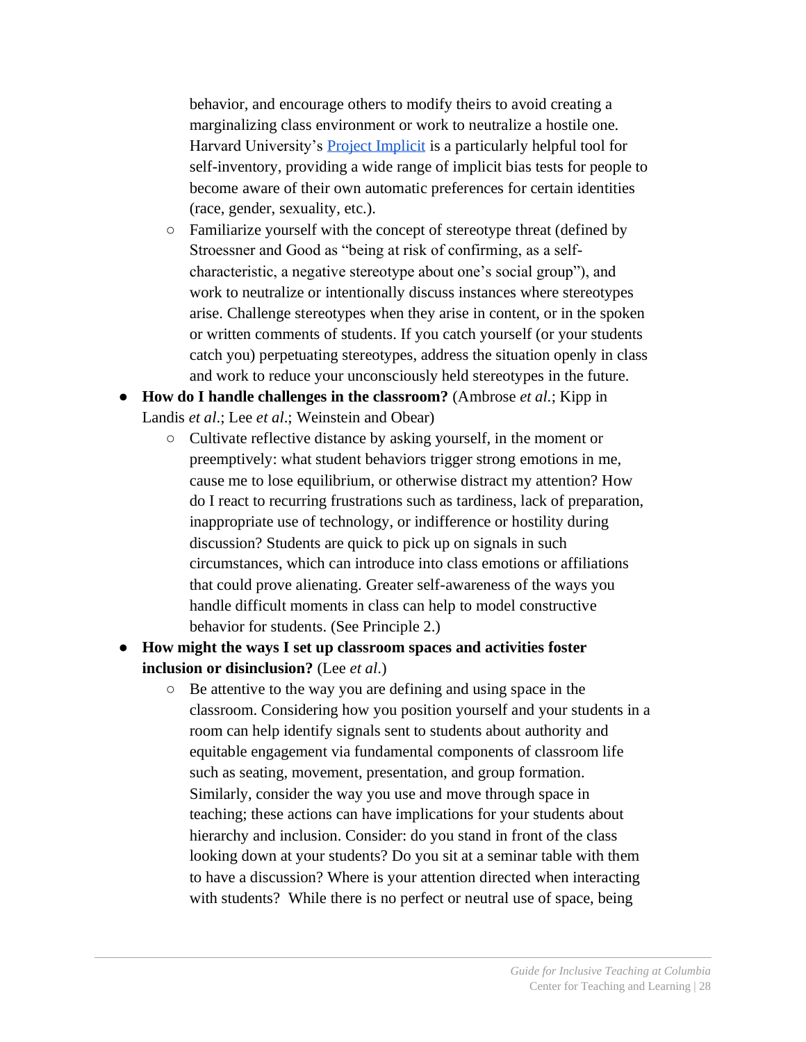behavior, and encourage others to modify theirs to avoid creating a marginalizing class environment or work to neutralize a hostile one. Harvard University's [Project Implicit]() is a particularly helpful tool for self-inventory, providing a wide range of implicit bias tests for people to become aware of their own automatic preferences for certain identities (race, gender, sexuality, etc.).

    - Familiarize yourself with the concept of stereotype threat (defined by Stroessner and Good as "being at risk of confirming, as a self-characteristic, a negative stereotype about one's social group"), and work to neutralize or intentionally discuss instances where stereotypes arise. Challenge stereotypes when they arise in content, or in the spoken or written comments of students. If you catch yourself (or your students catch you) perpetuating stereotypes, address the situation openly in class and work to reduce your unconsciously held stereotypes in the future.

- **How do I handle challenges in the classroom?** (Ambrose *et al.*; Kipp in Landis *et al.*; Lee *et al.*; Weinstein and Obear)
    - Cultivate reflective distance by asking yourself, in the moment or preemptively: what student behaviors trigger strong emotions in me, cause me to lose equilibrium, or otherwise distract my attention? How do I react to recurring frustrations such as tardiness, lack of preparation, inappropriate use of technology, or indifference or hostility during discussion? Students are quick to pick up on signals in such circumstances, which can introduce into class emotions or affiliations that could prove alienating. Greater self-awareness of the ways you handle difficult moments in class can help to model constructive behavior for students. (See Principle 2.)

- **How might the ways I set up classroom spaces and activities foster inclusion or disinclusion?** (Lee *et al*.)
    - Be attentive to the way you are defining and using space in the classroom. Considering how you position yourself and your students in a room can help identify signals sent to students about authority and equitable engagement via fundamental components of classroom life such as seating, movement, presentation, and group formation. Similarly, consider the way you use and move through space in teaching; these actions can have implications for your students about hierarchy and inclusion. Consider: do you stand in front of the class looking down at your students? Do you sit at a seminar table with them to have a discussion? Where is your attention directed when interacting with students? While there is no perfect or neutral use of space, being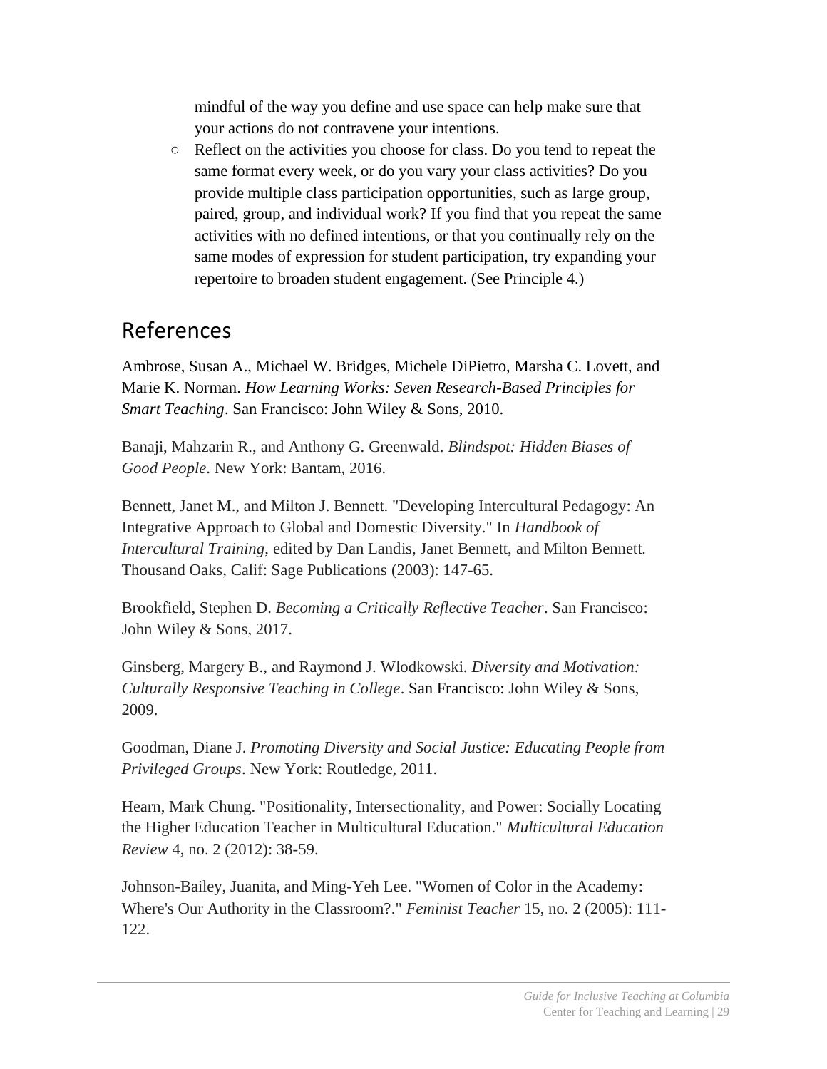mindful of the way you define and use space can help make sure that your actions do not contravene your intentions.

- Reflect on the activities you choose for class. Do you tend to repeat the same format every week, or do you vary your class activities? Do you provide multiple class participation opportunities, such as large group, paired, group, and individual work? If you find that you repeat the same activities with no defined intentions, or that you continually rely on the same modes of expression for student participation, try expanding your repertoire to broaden student engagement. (See Principle 4.)

## References

Ambrose, Susan A., Michael W. Bridges, Michele DiPietro, Marsha C. Lovett, and Marie K. Norman. *How Learning Works: Seven Research-Based Principles for Smart Teaching*. San Francisco: John Wiley & Sons, 2010.

Banaji, Mahzarin R., and Anthony G. Greenwald. *Blindspot: Hidden Biases of Good People*. New York: Bantam, 2016.

Bennett, Janet M., and Milton J. Bennett. "Developing Intercultural Pedagogy: An Integrative Approach to Global and Domestic Diversity." In *Handbook of Intercultural Training*, edited by Dan Landis, Janet Bennett, and Milton Bennett. Thousand Oaks, Calif: Sage Publications (2003): 147-65.

Brookfield, Stephen D. *Becoming a Critically Reflective Teacher*. San Francisco: John Wiley & Sons, 2017.

Ginsberg, Margery B., and Raymond J. Wlodkowski. *Diversity and Motivation: Culturally Responsive Teaching in College*. San Francisco: John Wiley & Sons, 2009.

Goodman, Diane J. *Promoting Diversity and Social Justice: Educating People from Privileged Groups*. New York: Routledge, 2011.

Hearn, Mark Chung. "Positionality, Intersectionality, and Power: Socially Locating the Higher Education Teacher in Multicultural Education." *Multicultural Education Review* 4, no. 2 (2012): 38-59.

Johnson-Bailey, Juanita, and Ming-Yeh Lee. "Women of Color in the Academy: Where's Our Authority in the Classroom?." *Feminist Teacher* 15, no. 2 (2005): 111-122.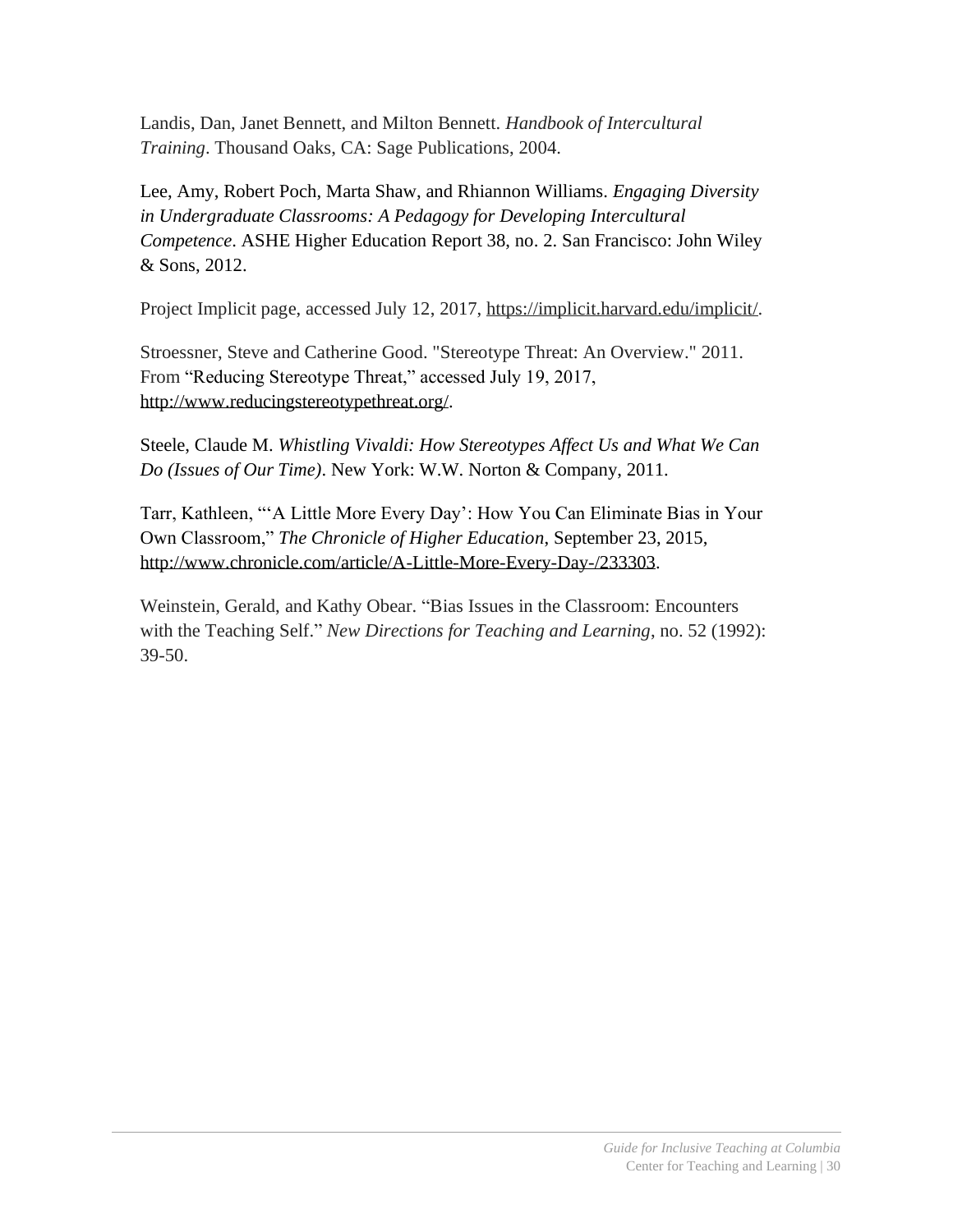Landis, Dan, Janet Bennett, and Milton Bennett. *Handbook of Intercultural Training*. Thousand Oaks, CA: Sage Publications, 2004.

Lee, Amy, Robert Poch, Marta Shaw, and Rhiannon Williams. *Engaging Diversity in Undergraduate Classrooms: A Pedagogy for Developing Intercultural Competence*. ASHE Higher Education Report 38, no. 2. San Francisco: John Wiley & Sons, 2012.

Project Implicit page, accessed July 12, 2017, https://implicit.harvard.edu/implicit/.

Stroessner, Steve and Catherine Good. "Stereotype Threat: An Overview." 2011. From "Reducing Stereotype Threat," accessed July 19, 2017, http://www.reducingstereotypethreat.org/.

Steele, Claude M. *Whistling Vivaldi: How Stereotypes Affect Us and What We Can Do (Issues of Our Time)*. New York: W.W. Norton & Company, 2011.

Tarr, Kathleen, "'A Little More Every Day': How You Can Eliminate Bias in Your Own Classroom," *The Chronicle of Higher Education*, September 23, 2015, http://www.chronicle.com/article/A-Little-More-Every-Day-/233303.

Weinstein, Gerald, and Kathy Obear. "Bias Issues in the Classroom: Encounters with the Teaching Self." *New Directions for Teaching and Learning*, no. 52 (1992): 39-50.